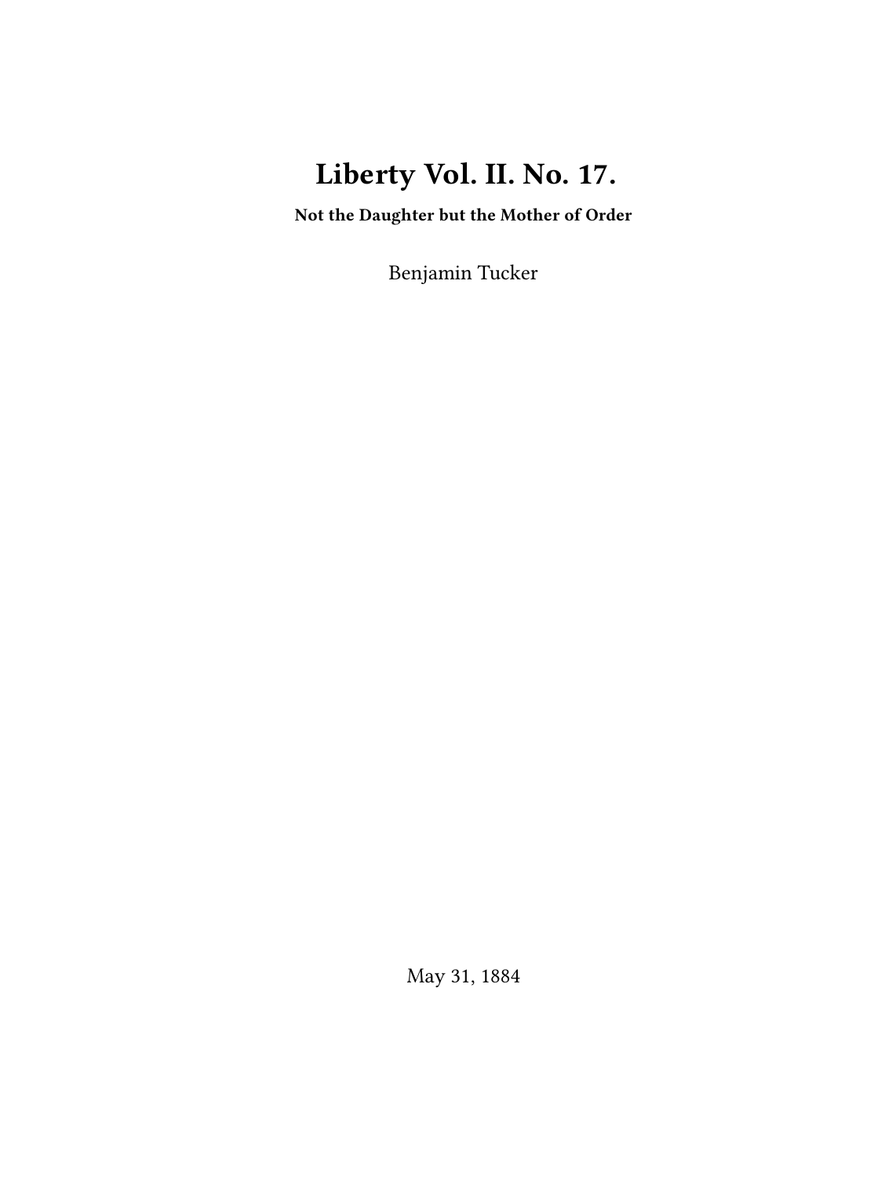# Liberty Vol. II. No. 17.

**Not the Daughter but the Mother of Order**

Benjamin Tucker

May 31, 1884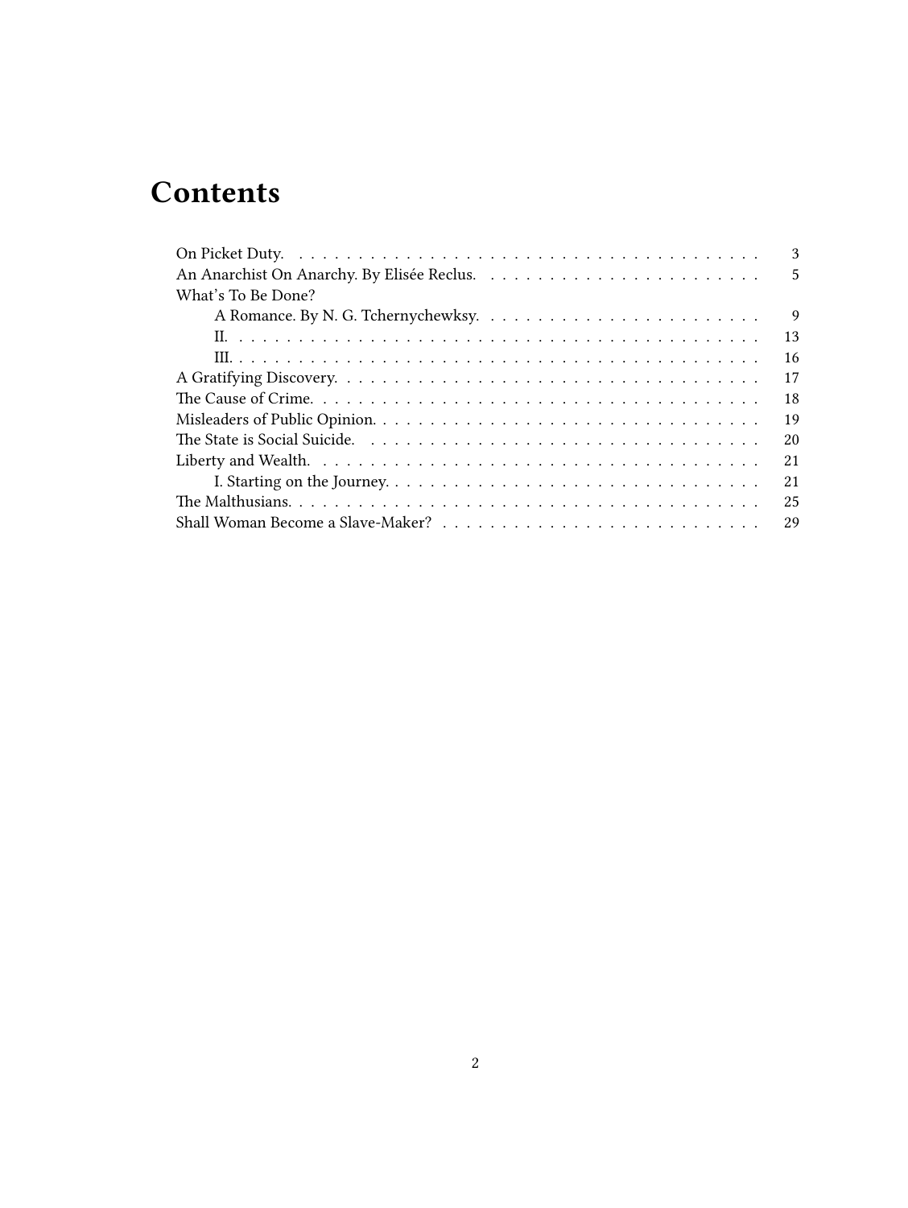# Contents

- On Picket Duty. 3
- An Anarchist On Anarchy. By Elisée Reclus. 5
- What's To Be Done?
  - A Romance. By N. G. Tchernychewksy. 9
  - II. 13
  - III. 16
- A Gratifying Discovery. 17
- The Cause of Crime. 18
- Misleaders of Public Opinion. 19
- The State is Social Suicide. 20
- Liberty and Wealth. 21
  - I. Starting on the Journey. 21
- The Malthusians. 25
- Shall Woman Become a Slave-Maker? 29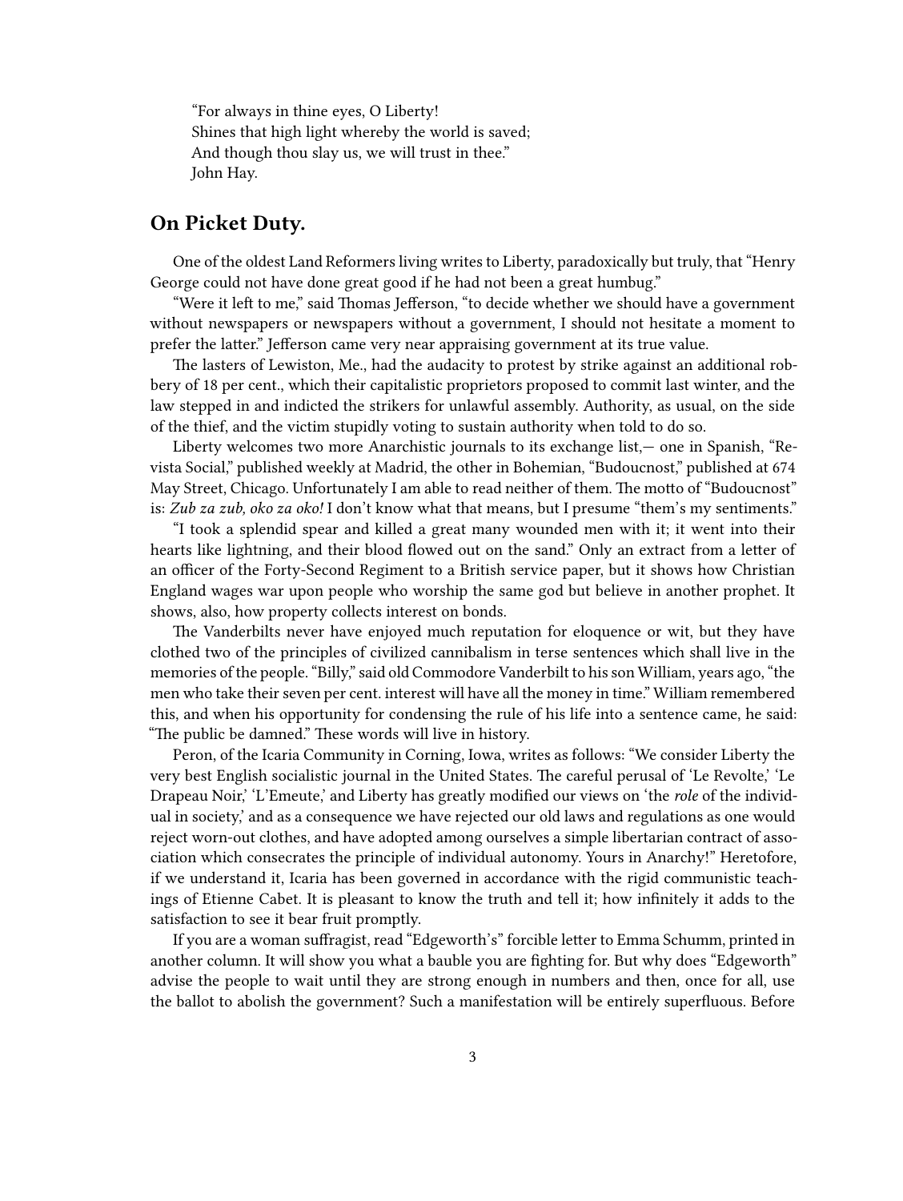> "For always in thine eyes, O Liberty!
> Shines that high light whereby the world is saved;
> And though thou slay us, we will trust in thee."
> John Hay.

## On Picket Duty.

One of the oldest Land Reformers living writes to Liberty, paradoxically but truly, that "Henry George could not have done great good if he had not been a great humbug."

"Were it left to me," said Thomas Jefferson, "to decide whether we should have a government without newspapers or newspapers without a government, I should not hesitate a moment to prefer the latter." Jefferson came very near appraising government at its true value.

The lasters of Lewiston, Me., had the audacity to protest by strike against an additional robbery of 18 per cent., which their capitalistic proprietors proposed to commit last winter, and the law stepped in and indicted the strikers for unlawful assembly. Authority, as usual, on the side of the thief, and the victim stupidly voting to sustain authority when told to do so.

Liberty welcomes two more Anarchistic journals to its exchange list,— one in Spanish, "Revista Social," published weekly at Madrid, the other in Bohemian, "Budoucnost," published at 674 May Street, Chicago. Unfortunately I am able to read neither of them. The motto of "Budoucnost" is: *Zub za zub, oko za oko!* I don't know what that means, but I presume "them's my sentiments."

"I took a splendid spear and killed a great many wounded men with it; it went into their hearts like lightning, and their blood flowed out on the sand." Only an extract from a letter of an officer of the Forty-Second Regiment to a British service paper, but it shows how Christian England wages war upon people who worship the same god but believe in another prophet. It shows, also, how property collects interest on bonds.

The Vanderbilts never have enjoyed much reputation for eloquence or wit, but they have clothed two of the principles of civilized cannibalism in terse sentences which shall live in the memories of the people. "Billy," said old Commodore Vanderbilt to his son William, years ago, "the men who take their seven per cent. interest will have all the money in time." William remembered this, and when his opportunity for condensing the rule of his life into a sentence came, he said: "The public be damned." These words will live in history.

Peron, of the Icaria Community in Corning, Iowa, writes as follows: "We consider Liberty the very best English socialistic journal in the United States. The careful perusal of 'Le Revolte,' 'Le Drapeau Noir,' 'L'Emeute,' and Liberty has greatly modified our views on 'the *role* of the individual in society,' and as a consequence we have rejected our old laws and regulations as one would reject worn-out clothes, and have adopted among ourselves a simple libertarian contract of association which consecrates the principle of individual autonomy. Yours in Anarchy!" Heretofore, if we understand it, Icaria has been governed in accordance with the rigid communistic teachings of Etienne Cabet. It is pleasant to know the truth and tell it; how infinitely it adds to the satisfaction to see it bear fruit promptly.

If you are a woman suffragist, read "Edgeworth's" forcible letter to Emma Schumm, printed in another column. It will show you what a bauble you are fighting for. But why does "Edgeworth" advise the people to wait until they are strong enough in numbers and then, once for all, use the ballot to abolish the government? Such a manifestation will be entirely superfluous. Before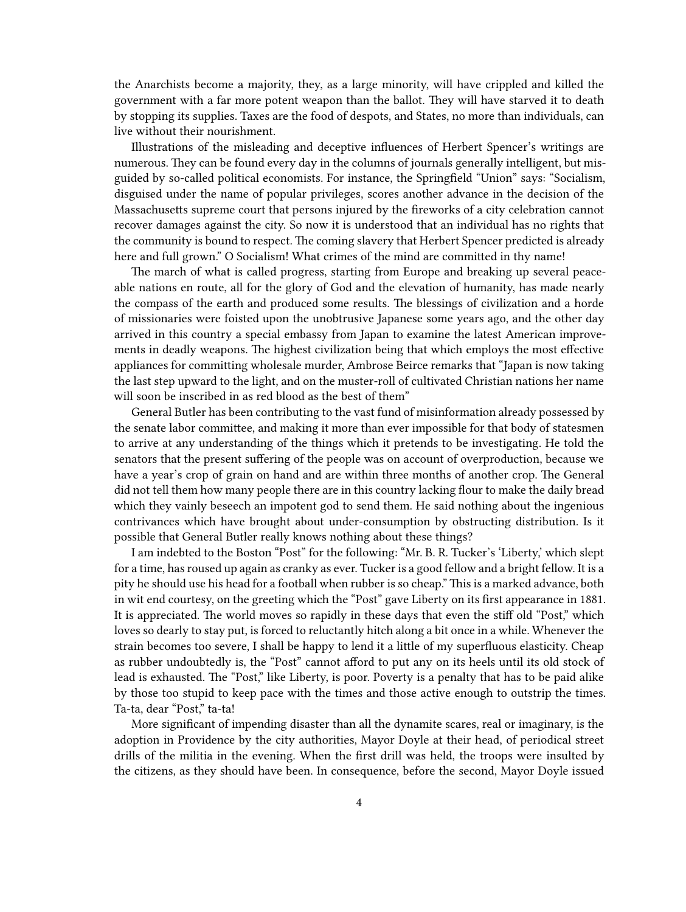the Anarchists become a majority, they, as a large minority, will have crippled and killed the government with a far more potent weapon than the ballot. They will have starved it to death by stopping its supplies. Taxes are the food of despots, and States, no more than individuals, can live without their nourishment.

Illustrations of the misleading and deceptive influences of Herbert Spencer's writings are numerous. They can be found every day in the columns of journals generally intelligent, but misguided by so-called political economists. For instance, the Springfield "Union" says: "Socialism, disguised under the name of popular privileges, scores another advance in the decision of the Massachusetts supreme court that persons injured by the fireworks of a city celebration cannot recover damages against the city. So now it is understood that an individual has no rights that the community is bound to respect. The coming slavery that Herbert Spencer predicted is already here and full grown." O Socialism! What crimes of the mind are committed in thy name!

The march of what is called progress, starting from Europe and breaking up several peaceable nations en route, all for the glory of God and the elevation of humanity, has made nearly the compass of the earth and produced some results. The blessings of civilization and a horde of missionaries were foisted upon the unobtrusive Japanese some years ago, and the other day arrived in this country a special embassy from Japan to examine the latest American improvements in deadly weapons. The highest civilization being that which employs the most effective appliances for committing wholesale murder, Ambrose Beirce remarks that "Japan is now taking the last step upward to the light, and on the muster-roll of cultivated Christian nations her name will soon be inscribed in as red blood as the best of them"

General Butler has been contributing to the vast fund of misinformation already possessed by the senate labor committee, and making it more than ever impossible for that body of statesmen to arrive at any understanding of the things which it pretends to be investigating. He told the senators that the present suffering of the people was on account of overproduction, because we have a year's crop of grain on hand and are within three months of another crop. The General did not tell them how many people there are in this country lacking flour to make the daily bread which they vainly beseech an impotent god to send them. He said nothing about the ingenious contrivances which have brought about under-consumption by obstructing distribution. Is it possible that General Butler really knows nothing about these things?

I am indebted to the Boston "Post" for the following: "Mr. B. R. Tucker's 'Liberty,' which slept for a time, has roused up again as cranky as ever. Tucker is a good fellow and a bright fellow. It is a pity he should use his head for a football when rubber is so cheap." This is a marked advance, both in wit end courtesy, on the greeting which the "Post" gave Liberty on its first appearance in 1881. It is appreciated. The world moves so rapidly in these days that even the stiff old "Post," which loves so dearly to stay put, is forced to reluctantly hitch along a bit once in a while. Whenever the strain becomes too severe, I shall be happy to lend it a little of my superfluous elasticity. Cheap as rubber undoubtedly is, the "Post" cannot afford to put any on its heels until its old stock of lead is exhausted. The "Post," like Liberty, is poor. Poverty is a penalty that has to be paid alike by those too stupid to keep pace with the times and those active enough to outstrip the times. Ta-ta, dear "Post," ta-ta!

More significant of impending disaster than all the dynamite scares, real or imaginary, is the adoption in Providence by the city authorities, Mayor Doyle at their head, of periodical street drills of the militia in the evening. When the first drill was held, the troops were insulted by the citizens, as they should have been. In consequence, before the second, Mayor Doyle issued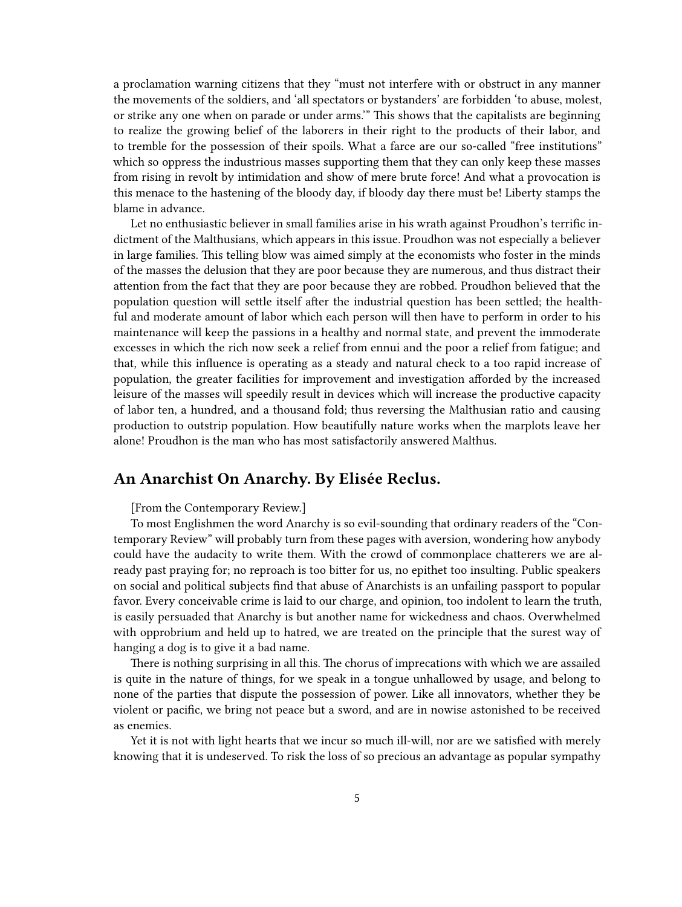a proclamation warning citizens that they "must not interfere with or obstruct in any manner the movements of the soldiers, and 'all spectators or bystanders' are forbidden 'to abuse, molest, or strike any one when on parade or under arms.'" This shows that the capitalists are beginning to realize the growing belief of the laborers in their right to the products of their labor, and to tremble for the possession of their spoils. What a farce are our so-called "free institutions" which so oppress the industrious masses supporting them that they can only keep these masses from rising in revolt by intimidation and show of mere brute force! And what a provocation is this menace to the hastening of the bloody day, if bloody day there must be! Liberty stamps the blame in advance.

Let no enthusiastic believer in small families arise in his wrath against Proudhon's terrific indictment of the Malthusians, which appears in this issue. Proudhon was not especially a believer in large families. This telling blow was aimed simply at the economists who foster in the minds of the masses the delusion that they are poor because they are numerous, and thus distract their attention from the fact that they are poor because they are robbed. Proudhon believed that the population question will settle itself after the industrial question has been settled; the healthful and moderate amount of labor which each person will then have to perform in order to his maintenance will keep the passions in a healthy and normal state, and prevent the immoderate excesses in which the rich now seek a relief from ennui and the poor a relief from fatigue; and that, while this influence is operating as a steady and natural check to a too rapid increase of population, the greater facilities for improvement and investigation afforded by the increased leisure of the masses will speedily result in devices which will increase the productive capacity of labor ten, a hundred, and a thousand fold; thus reversing the Malthusian ratio and causing production to outstrip population. How beautifully nature works when the marplots leave her alone! Proudhon is the man who has most satisfactorily answered Malthus.

## An Anarchist On Anarchy. By Elisée Reclus.

[From the Contemporary Review.]

To most Englishmen the word Anarchy is so evil-sounding that ordinary readers of the "Contemporary Review" will probably turn from these pages with aversion, wondering how anybody could have the audacity to write them. With the crowd of commonplace chatterers we are already past praying for; no reproach is too bitter for us, no epithet too insulting. Public speakers on social and political subjects find that abuse of Anarchists is an unfailing passport to popular favor. Every conceivable crime is laid to our charge, and opinion, too indolent to learn the truth, is easily persuaded that Anarchy is but another name for wickedness and chaos. Overwhelmed with opprobrium and held up to hatred, we are treated on the principle that the surest way of hanging a dog is to give it a bad name.

There is nothing surprising in all this. The chorus of imprecations with which we are assailed is quite in the nature of things, for we speak in a tongue unhallowed by usage, and belong to none of the parties that dispute the possession of power. Like all innovators, whether they be violent or pacific, we bring not peace but a sword, and are in nowise astonished to be received as enemies.

Yet it is not with light hearts that we incur so much ill-will, nor are we satisfied with merely knowing that it is undeserved. To risk the loss of so precious an advantage as popular sympathy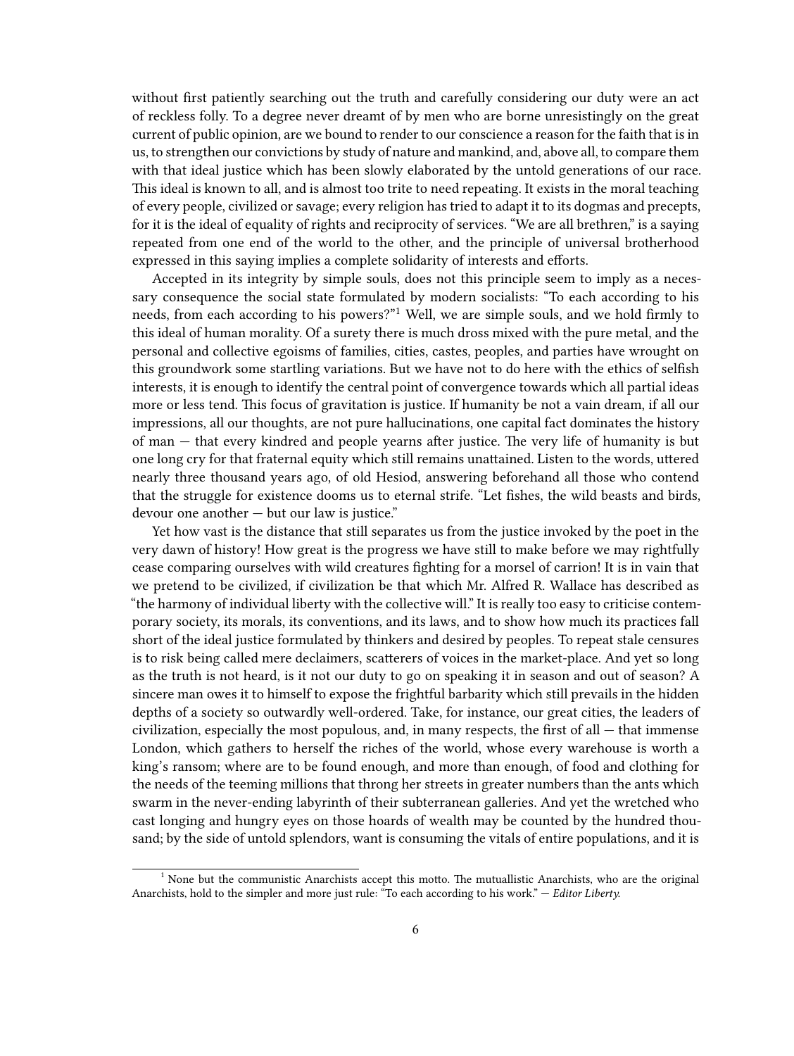without first patiently searching out the truth and carefully considering our duty were an act of reckless folly. To a degree never dreamt of by men who are borne unresistingly on the great current of public opinion, are we bound to render to our conscience a reason for the faith that is in us, to strengthen our convictions by study of nature and mankind, and, above all, to compare them with that ideal justice which has been slowly elaborated by the untold generations of our race. This ideal is known to all, and is almost too trite to need repeating. It exists in the moral teaching of every people, civilized or savage; every religion has tried to adapt it to its dogmas and precepts, for it is the ideal of equality of rights and reciprocity of services. "We are all brethren," is a saying repeated from one end of the world to the other, and the principle of universal brotherhood expressed in this saying implies a complete solidarity of interests and efforts.

Accepted in its integrity by simple souls, does not this principle seem to imply as a necessary consequence the social state formulated by modern socialists: "To each according to his needs, from each according to his powers?"[1] Well, we are simple souls, and we hold firmly to this ideal of human morality. Of a surety there is much dross mixed with the pure metal, and the personal and collective egoisms of families, cities, castes, peoples, and parties have wrought on this groundwork some startling variations. But we have not to do here with the ethics of selfish interests, it is enough to identify the central point of convergence towards which all partial ideas more or less tend. This focus of gravitation is justice. If humanity be not a vain dream, if all our impressions, all our thoughts, are not pure hallucinations, one capital fact dominates the history of man — that every kindred and people yearns after justice. The very life of humanity is but one long cry for that fraternal equity which still remains unattained. Listen to the words, uttered nearly three thousand years ago, of old Hesiod, answering beforehand all those who contend that the struggle for existence dooms us to eternal strife. "Let fishes, the wild beasts and birds, devour one another — but our law is justice."

Yet how vast is the distance that still separates us from the justice invoked by the poet in the very dawn of history! How great is the progress we have still to make before we may rightfully cease comparing ourselves with wild creatures fighting for a morsel of carrion! It is in vain that we pretend to be civilized, if civilization be that which Mr. Alfred R. Wallace has described as "the harmony of individual liberty with the collective will." It is really too easy to criticise contemporary society, its morals, its conventions, and its laws, and to show how much its practices fall short of the ideal justice formulated by thinkers and desired by peoples. To repeat stale censures is to risk being called mere declaimers, scatterers of voices in the market-place. And yet so long as the truth is not heard, is it not our duty to go on speaking it in season and out of season? A sincere man owes it to himself to expose the frightful barbarity which still prevails in the hidden depths of a society so outwardly well-ordered. Take, for instance, our great cities, the leaders of civilization, especially the most populous, and, in many respects, the first of all — that immense London, which gathers to herself the riches of the world, whose every warehouse is worth a king's ransom; where are to be found enough, and more than enough, of food and clothing for the needs of the teeming millions that throng her streets in greater numbers than the ants which swarm in the never-ending labyrinth of their subterranean galleries. And yet the wretched who cast longing and hungry eyes on those hoards of wealth may be counted by the hundred thousand; by the side of untold splendors, want is consuming the vitals of entire populations, and it is

[1] None but the communistic Anarchists accept this motto. The mutuallistic Anarchists, who are the original Anarchists, hold to the simpler and more just rule: "To each according to his work." — *Editor Liberty.*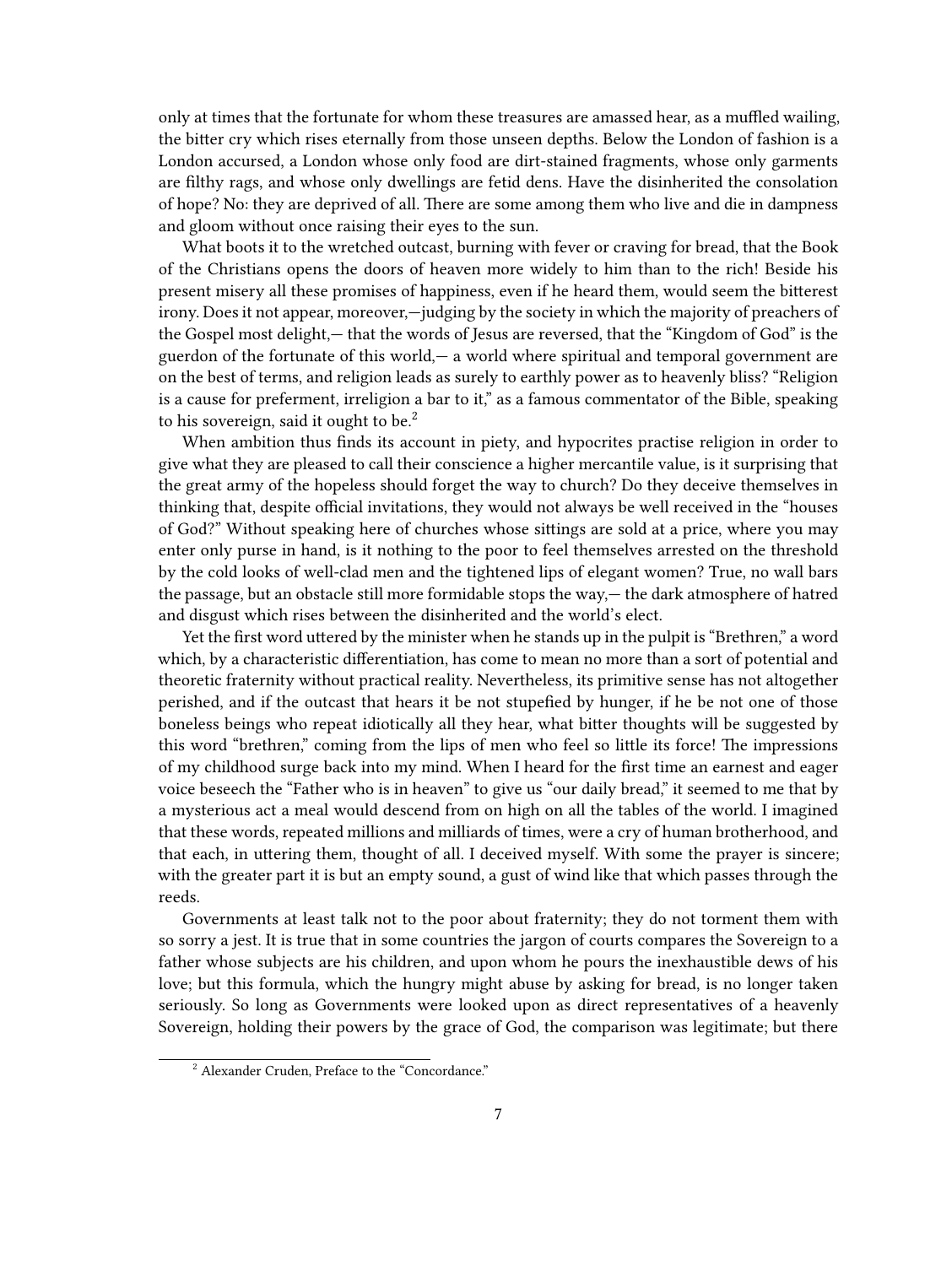only at times that the fortunate for whom these treasures are amassed hear, as a muffled wailing, the bitter cry which rises eternally from those unseen depths. Below the London of fashion is a London accursed, a London whose only food are dirt-stained fragments, whose only garments are filthy rags, and whose only dwellings are fetid dens. Have the disinherited the consolation of hope? No: they are deprived of all. There are some among them who live and die in dampness and gloom without once raising their eyes to the sun.

What boots it to the wretched outcast, burning with fever or craving for bread, that the Book of the Christians opens the doors of heaven more widely to him than to the rich! Beside his present misery all these promises of happiness, even if he heard them, would seem the bitterest irony. Does it not appear, moreover,—judging by the society in which the majority of preachers of the Gospel most delight,— that the words of Jesus are reversed, that the "Kingdom of God" is the guerdon of the fortunate of this world,— a world where spiritual and temporal government are on the best of terms, and religion leads as surely to earthly power as to heavenly bliss? "Religion is a cause for preferment, irreligion a bar to it," as a famous commentator of the Bible, speaking to his sovereign, said it ought to be.[2]

When ambition thus finds its account in piety, and hypocrites practise religion in order to give what they are pleased to call their conscience a higher mercantile value, is it surprising that the great army of the hopeless should forget the way to church? Do they deceive themselves in thinking that, despite official invitations, they would not always be well received in the "houses of God?" Without speaking here of churches whose sittings are sold at a price, where you may enter only purse in hand, is it nothing to the poor to feel themselves arrested on the threshold by the cold looks of well-clad men and the tightened lips of elegant women? True, no wall bars the passage, but an obstacle still more formidable stops the way,— the dark atmosphere of hatred and disgust which rises between the disinherited and the world's elect.

Yet the first word uttered by the minister when he stands up in the pulpit is "Brethren," a word which, by a characteristic differentiation, has come to mean no more than a sort of potential and theoretic fraternity without practical reality. Nevertheless, its primitive sense has not altogether perished, and if the outcast that hears it be not stupefied by hunger, if he be not one of those boneless beings who repeat idiotically all they hear, what bitter thoughts will be suggested by this word "brethren," coming from the lips of men who feel so little its force! The impressions of my childhood surge back into my mind. When I heard for the first time an earnest and eager voice beseech the "Father who is in heaven" to give us "our daily bread," it seemed to me that by a mysterious act a meal would descend from on high on all the tables of the world. I imagined that these words, repeated millions and milliards of times, were a cry of human brotherhood, and that each, in uttering them, thought of all. I deceived myself. With some the prayer is sincere; with the greater part it is but an empty sound, a gust of wind like that which passes through the reeds.

Governments at least talk not to the poor about fraternity; they do not torment them with so sorry a jest. It is true that in some countries the jargon of courts compares the Sovereign to a father whose subjects are his children, and upon whom he pours the inexhaustible dews of his love; but this formula, which the hungry might abuse by asking for bread, is no longer taken seriously. So long as Governments were looked upon as direct representatives of a heavenly Sovereign, holding their powers by the grace of God, the comparison was legitimate; but there

[2] Alexander Cruden, Preface to the "Concordance."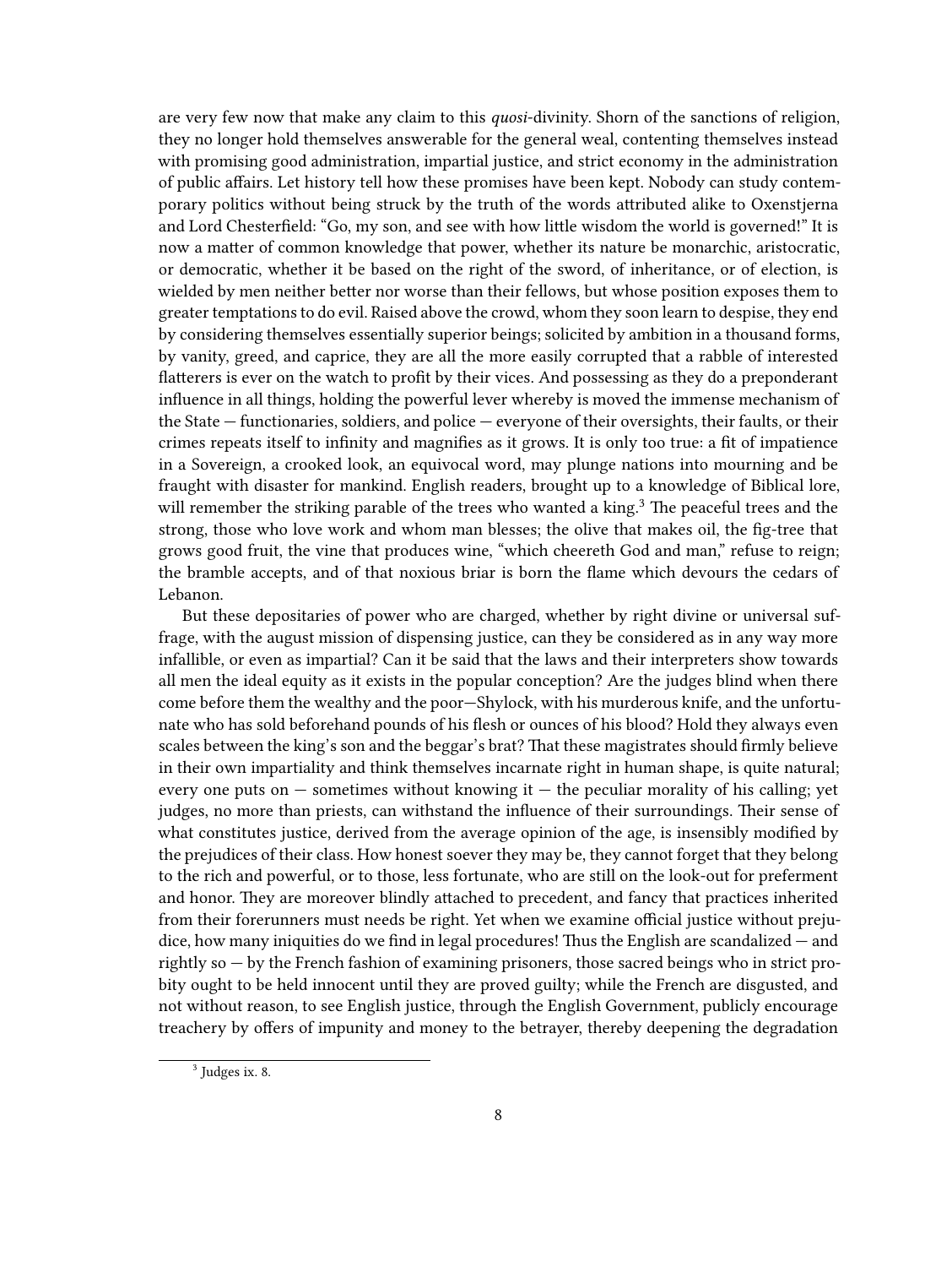are very few now that make any claim to this *quosi*-divinity. Shorn of the sanctions of religion, they no longer hold themselves answerable for the general weal, contenting themselves instead with promising good administration, impartial justice, and strict economy in the administration of public affairs. Let history tell how these promises have been kept. Nobody can study contemporary politics without being struck by the truth of the words attributed alike to Oxenstjerna and Lord Chesterfield: "Go, my son, and see with how little wisdom the world is governed!" It is now a matter of common knowledge that power, whether its nature be monarchic, aristocratic, or democratic, whether it be based on the right of the sword, of inheritance, or of election, is wielded by men neither better nor worse than their fellows, but whose position exposes them to greater temptations to do evil. Raised above the crowd, whom they soon learn to despise, they end by considering themselves essentially superior beings; solicited by ambition in a thousand forms, by vanity, greed, and caprice, they are all the more easily corrupted that a rabble of interested flatterers is ever on the watch to profit by their vices. And possessing as they do a preponderant influence in all things, holding the powerful lever whereby is moved the immense mechanism of the State — functionaries, soldiers, and police — everyone of their oversights, their faults, or their crimes repeats itself to infinity and magnifies as it grows. It is only too true: a fit of impatience in a Sovereign, a crooked look, an equivocal word, may plunge nations into mourning and be fraught with disaster for mankind. English readers, brought up to a knowledge of Biblical lore, will remember the striking parable of the trees who wanted a king.[3] The peaceful trees and the strong, those who love work and whom man blesses; the olive that makes oil, the fig-tree that grows good fruit, the vine that produces wine, "which cheereth God and man," refuse to reign; the bramble accepts, and of that noxious briar is born the flame which devours the cedars of Lebanon.

But these depositaries of power who are charged, whether by right divine or universal suffrage, with the august mission of dispensing justice, can they be considered as in any way more infallible, or even as impartial? Can it be said that the laws and their interpreters show towards all men the ideal equity as it exists in the popular conception? Are the judges blind when there come before them the wealthy and the poor—Shylock, with his murderous knife, and the unfortunate who has sold beforehand pounds of his flesh or ounces of his blood? Hold they always even scales between the king's son and the beggar's brat? That these magistrates should firmly believe in their own impartiality and think themselves incarnate right in human shape, is quite natural; every one puts on — sometimes without knowing it — the peculiar morality of his calling; yet judges, no more than priests, can withstand the influence of their surroundings. Their sense of what constitutes justice, derived from the average opinion of the age, is insensibly modified by the prejudices of their class. How honest soever they may be, they cannot forget that they belong to the rich and powerful, or to those, less fortunate, who are still on the look-out for preferment and honor. They are moreover blindly attached to precedent, and fancy that practices inherited from their forerunners must needs be right. Yet when we examine official justice without prejudice, how many iniquities do we find in legal procedures! Thus the English are scandalized — and rightly so — by the French fashion of examining prisoners, those sacred beings who in strict probity ought to be held innocent until they are proved guilty; while the French are disgusted, and not without reason, to see English justice, through the English Government, publicly encourage treachery by offers of impunity and money to the betrayer, thereby deepening the degradation

[3] Judges ix. 8.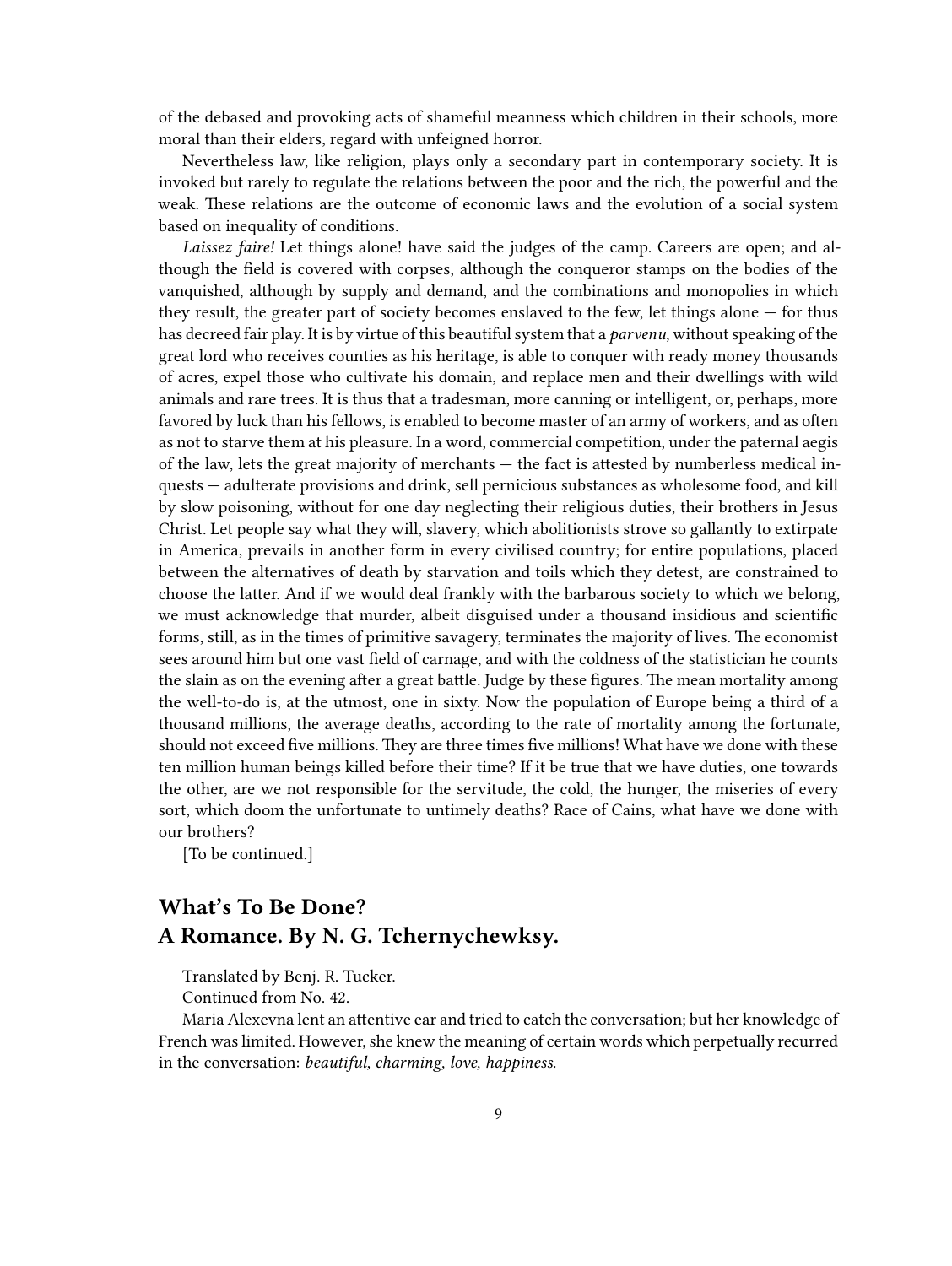of the debased and provoking acts of shameful meanness which children in their schools, more moral than their elders, regard with unfeigned horror.

Nevertheless law, like religion, plays only a secondary part in contemporary society. It is invoked but rarely to regulate the relations between the poor and the rich, the powerful and the weak. These relations are the outcome of economic laws and the evolution of a social system based on inequality of conditions.

*Laissez faire!* Let things alone! have said the judges of the camp. Careers are open; and although the field is covered with corpses, although the conqueror stamps on the bodies of the vanquished, although by supply and demand, and the combinations and monopolies in which they result, the greater part of society becomes enslaved to the few, let things alone — for thus has decreed fair play. It is by virtue of this beautiful system that a *parvenu*, without speaking of the great lord who receives counties as his heritage, is able to conquer with ready money thousands of acres, expel those who cultivate his domain, and replace men and their dwellings with wild animals and rare trees. It is thus that a tradesman, more canning or intelligent, or, perhaps, more favored by luck than his fellows, is enabled to become master of an army of workers, and as often as not to starve them at his pleasure. In a word, commercial competition, under the paternal aegis of the law, lets the great majority of merchants — the fact is attested by numberless medical inquests — adulterate provisions and drink, sell pernicious substances as wholesome food, and kill by slow poisoning, without for one day neglecting their religious duties, their brothers in Jesus Christ. Let people say what they will, slavery, which abolitionists strove so gallantly to extirpate in America, prevails in another form in every civilised country; for entire populations, placed between the alternatives of death by starvation and toils which they detest, are constrained to choose the latter. And if we would deal frankly with the barbarous society to which we belong, we must acknowledge that murder, albeit disguised under a thousand insidious and scientific forms, still, as in the times of primitive savagery, terminates the majority of lives. The economist sees around him but one vast field of carnage, and with the coldness of the statistician he counts the slain as on the evening after a great battle. Judge by these figures. The mean mortality among the well-to-do is, at the utmost, one in sixty. Now the population of Europe being a third of a thousand millions, the average deaths, according to the rate of mortality among the fortunate, should not exceed five millions. They are three times five millions! What have we done with these ten million human beings killed before their time? If it be true that we have duties, one towards the other, are we not responsible for the servitude, the cold, the hunger, the miseries of every sort, which doom the unfortunate to untimely deaths? Race of Cains, what have we done with our brothers?

[To be continued.]

## What's To Be Done? A Romance. By N. G. Tchernychewksy.

Translated by Benj. R. Tucker.

Continued from No. 42.

Maria Alexevna lent an attentive ear and tried to catch the conversation; but her knowledge of French was limited. However, she knew the meaning of certain words which perpetually recurred in the conversation: *beautiful, charming, love, happiness.*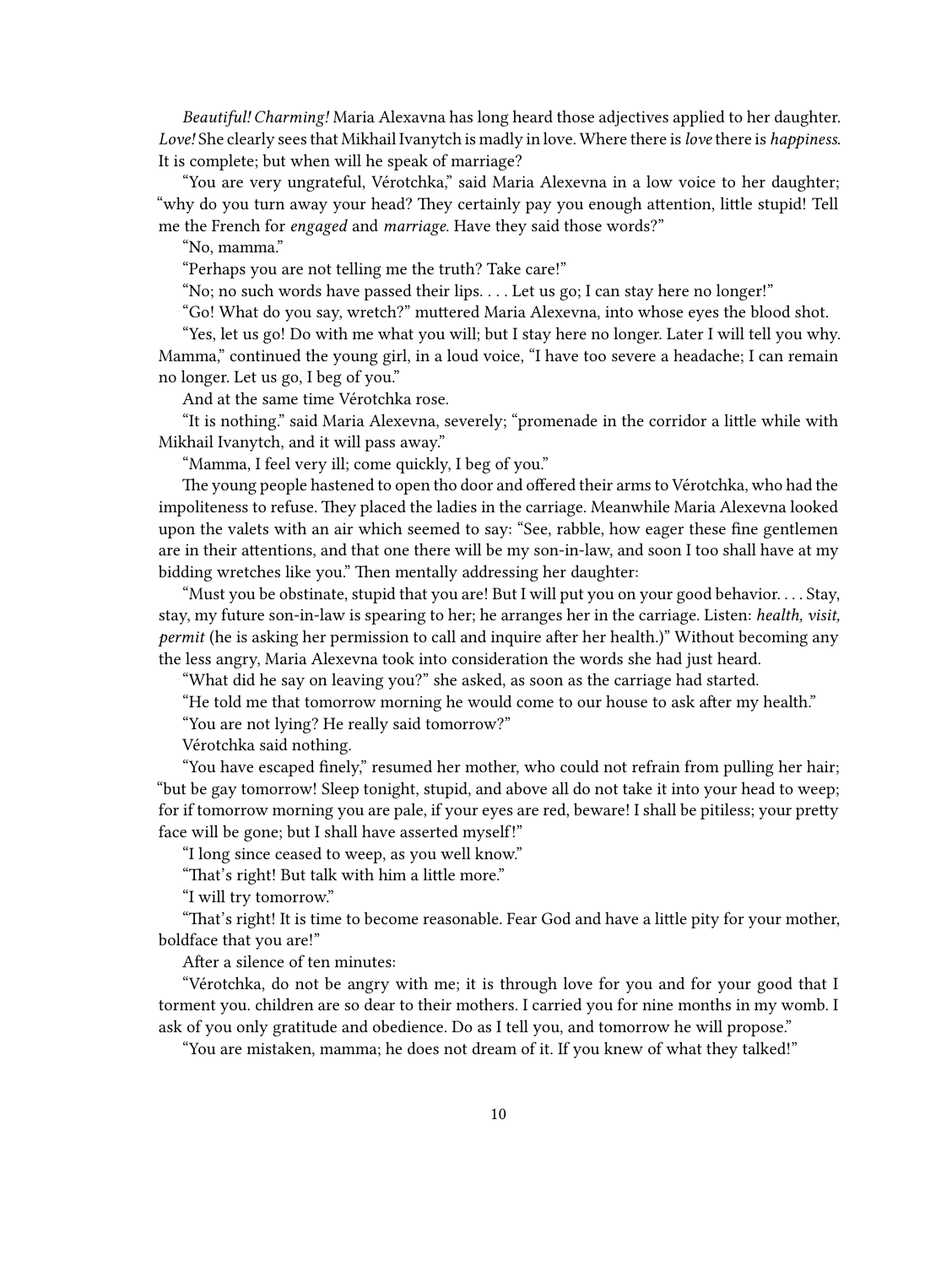*Beautiful! Charming!* Maria Alexavna has long heard those adjectives applied to her daughter. *Love!* She clearly sees that Mikhail Ivanytch is madly in love. Where there is *love* there is *happiness*. It is complete; but when will he speak of marriage?

"You are very ungrateful, Vérotchka," said Maria Alexevna in a low voice to her daughter; "why do you turn away your head? They certainly pay you enough attention, little stupid! Tell me the French for *engaged* and *marriage*. Have they said those words?"

"No, mamma."

"Perhaps you are not telling me the truth? Take care!"

"No; no such words have passed their lips. . . . Let us go; I can stay here no longer!"

"Go! What do you say, wretch?" muttered Maria Alexevna, into whose eyes the blood shot.

"Yes, let us go! Do with me what you will; but I stay here no longer. Later I will tell you why. Mamma," continued the young girl, in a loud voice, "I have too severe a headache; I can remain no longer. Let us go, I beg of you."

And at the same time Vérotchka rose.

"It is nothing." said Maria Alexevna, severely; "promenade in the corridor a little while with Mikhail Ivanytch, and it will pass away."

"Mamma, I feel very ill; come quickly, I beg of you."

The young people hastened to open tho door and offered their arms to Vérotchka, who had the impoliteness to refuse. They placed the ladies in the carriage. Meanwhile Maria Alexevna looked upon the valets with an air which seemed to say: "See, rabble, how eager these fine gentlemen are in their attentions, and that one there will be my son-in-law, and soon I too shall have at my bidding wretches like you." Then mentally addressing her daughter:

"Must you be obstinate, stupid that you are! But I will put you on your good behavior. . . . Stay, stay, my future son-in-law is spearing to her; he arranges her in the carriage. Listen: *health, visit, permit* (he is asking her permission to call and inquire after her health.)" Without becoming any the less angry, Maria Alexevna took into consideration the words she had just heard.

"What did he say on leaving you?" she asked, as soon as the carriage had started.

"He told me that tomorrow morning he would come to our house to ask after my health."

"You are not lying? He really said tomorrow?"

Vérotchka said nothing.

"You have escaped finely," resumed her mother, who could not refrain from pulling her hair; "but be gay tomorrow! Sleep tonight, stupid, and above all do not take it into your head to weep; for if tomorrow morning you are pale, if your eyes are red, beware! I shall be pitiless; your pretty face will be gone; but I shall have asserted myself!"

"I long since ceased to weep, as you well know."

"That's right! But talk with him a little more."

"I will try tomorrow."

"That's right! It is time to become reasonable. Fear God and have a little pity for your mother, boldface that you are!"

After a silence of ten minutes:

"Vérotchka, do not be angry with me; it is through love for you and for your good that I torment you. children are so dear to their mothers. I carried you for nine months in my womb. I ask of you only gratitude and obedience. Do as I tell you, and tomorrow he will propose."

"You are mistaken, mamma; he does not dream of it. If you knew of what they talked!"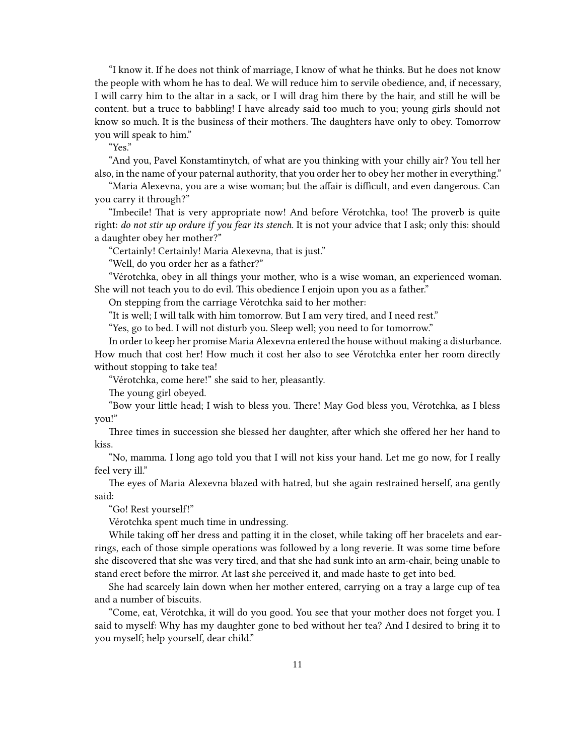"I know it. If he does not think of marriage, I know of what he thinks. But he does not know the people with whom he has to deal. We will reduce him to servile obedience, and, if necessary, I will carry him to the altar in a sack, or I will drag him there by the hair, and still he will be content. but a truce to babbling! I have already said too much to you; young girls should not know so much. It is the business of their mothers. The daughters have only to obey. Tomorrow you will speak to him."

"Yes."

"And you, Pavel Konstamtinytch, of what are you thinking with your chilly air? You tell her also, in the name of your paternal authority, that you order her to obey her mother in everything."

"Maria Alexevna, you are a wise woman; but the affair is difficult, and even dangerous. Can you carry it through?"

"Imbecile! That is very appropriate now! And before Vérotchka, too! The proverb is quite right: *do not stir up ordure if you fear its stench.* It is not your advice that I ask; only this: should a daughter obey her mother?"

"Certainly! Certainly! Maria Alexevna, that is just."

"Well, do you order her as a father?"

"Vérotchka, obey in all things your mother, who is a wise woman, an experienced woman. She will not teach you to do evil. This obedience I enjoin upon you as a father."

On stepping from the carriage Vérotchka said to her mother:

"It is well; I will talk with him tomorrow. But I am very tired, and I need rest."

"Yes, go to bed. I will not disturb you. Sleep well; you need to for tomorrow."

In order to keep her promise Maria Alexevna entered the house without making a disturbance. How much that cost her! How much it cost her also to see Vérotchka enter her room directly without stopping to take tea!

"Vérotchka, come here!" she said to her, pleasantly.

The young girl obeyed.

"Bow your little head; I wish to bless you. There! May God bless you, Vérotchka, as I bless you!"

Three times in succession she blessed her daughter, after which she offered her her hand to kiss.

"No, mamma. I long ago told you that I will not kiss your hand. Let me go now, for I really feel very ill."

The eyes of Maria Alexevna blazed with hatred, but she again restrained herself, ana gently said:

"Go! Rest yourself!"

Vérotchka spent much time in undressing.

While taking off her dress and patting it in the closet, while taking off her bracelets and earrings, each of those simple operations was followed by a long reverie. It was some time before she discovered that she was very tired, and that she had sunk into an arm-chair, being unable to stand erect before the mirror. At last she perceived it, and made haste to get into bed.

She had scarcely lain down when her mother entered, carrying on a tray a large cup of tea and a number of biscuits.

"Come, eat, Vérotchka, it will do you good. You see that your mother does not forget you. I said to myself: Why has my daughter gone to bed without her tea? And I desired to bring it to you myself; help yourself, dear child."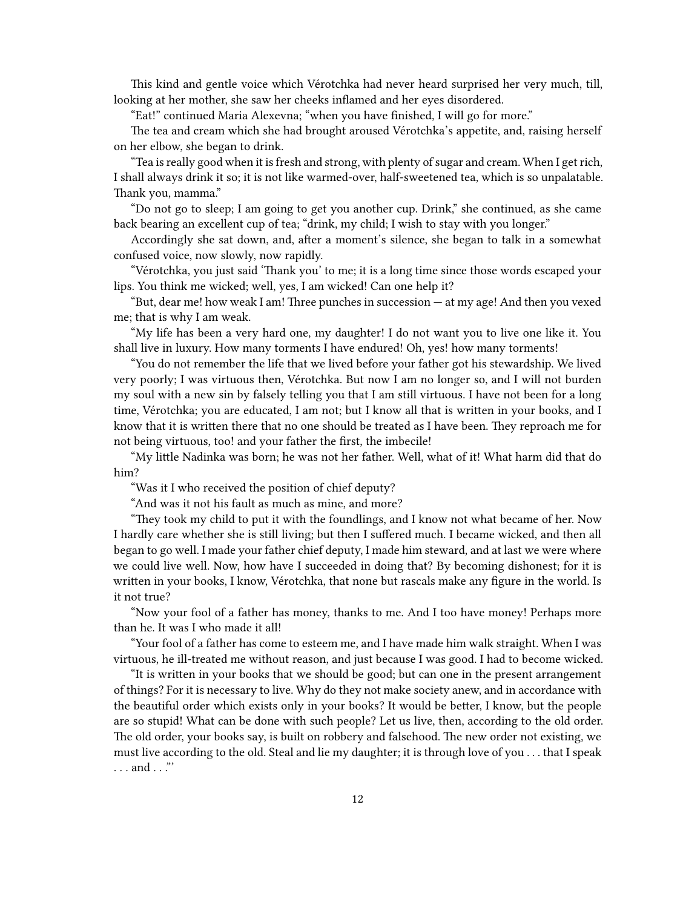This kind and gentle voice which Vérotchka had never heard surprised her very much, till, looking at her mother, she saw her cheeks inflamed and her eyes disordered.

"Eat!" continued Maria Alexevna; "when you have finished, I will go for more."

The tea and cream which she had brought aroused Vérotchka's appetite, and, raising herself on her elbow, she began to drink.

"Tea is really good when it is fresh and strong, with plenty of sugar and cream. When I get rich, I shall always drink it so; it is not like warmed-over, half-sweetened tea, which is so unpalatable. Thank you, mamma."

"Do not go to sleep; I am going to get you another cup. Drink," she continued, as she came back bearing an excellent cup of tea; "drink, my child; I wish to stay with you longer."

Accordingly she sat down, and, after a moment's silence, she began to talk in a somewhat confused voice, now slowly, now rapidly.

"Vérotchka, you just said 'Thank you' to me; it is a long time since those words escaped your lips. You think me wicked; well, yes, I am wicked! Can one help it?

"But, dear me! how weak I am! Three punches in succession — at my age! And then you vexed me; that is why I am weak.

"My life has been a very hard one, my daughter! I do not want you to live one like it. You shall live in luxury. How many torments I have endured! Oh, yes! how many torments!

"You do not remember the life that we lived before your father got his stewardship. We lived very poorly; I was virtuous then, Vérotchka. But now I am no longer so, and I will not burden my soul with a new sin by falsely telling you that I am still virtuous. I have not been for a long time, Vérotchka; you are educated, I am not; but I know all that is written in your books, and I know that it is written there that no one should be treated as I have been. They reproach me for not being virtuous, too! and your father the first, the imbecile!

"My little Nadinka was born; he was not her father. Well, what of it! What harm did that do him?

"Was it I who received the position of chief deputy?

"And was it not his fault as much as mine, and more?

"They took my child to put it with the foundlings, and I know not what became of her. Now I hardly care whether she is still living; but then I suffered much. I became wicked, and then all began to go well. I made your father chief deputy, I made him steward, and at last we were where we could live well. Now, how have I succeeded in doing that? By becoming dishonest; for it is written in your books, I know, Vérotchka, that none but rascals make any figure in the world. Is it not true?

"Now your fool of a father has money, thanks to me. And I too have money! Perhaps more than he. It was I who made it all!

"Your fool of a father has come to esteem me, and I have made him walk straight. When I was virtuous, he ill-treated me without reason, and just because I was good. I had to become wicked.

"It is written in your books that we should be good; but can one in the present arrangement of things? For it is necessary to live. Why do they not make society anew, and in accordance with the beautiful order which exists only in your books? It would be better, I know, but the people are so stupid! What can be done with such people? Let us live, then, according to the old order. The old order, your books say, is built on robbery and falsehood. The new order not existing, we must live according to the old. Steal and lie my daughter; it is through love of you . . . that I speak . . . and . . ."'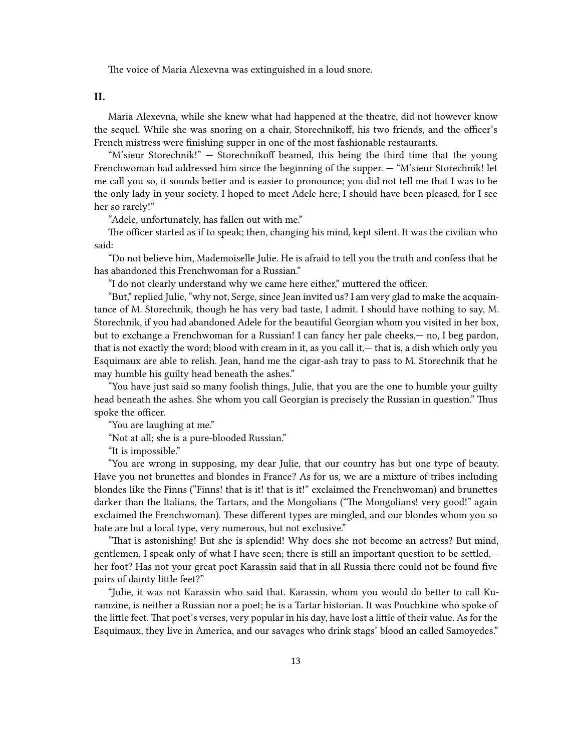The voice of Maria Alexevna was extinguished in a loud snore.

## II.

Maria Alexevna, while she knew what had happened at the theatre, did not however know the sequel. While she was snoring on a chair, Storechnikoff, his two friends, and the officer's French mistress were finishing supper in one of the most fashionable restaurants.

"M'sieur Storechnik!" — Storechnikoff beamed, this being the third time that the young Frenchwoman had addressed him since the beginning of the supper. — "M'sieur Storechnik! let me call you so, it sounds better and is easier to pronounce; you did not tell me that I was to be the only lady in your society. I hoped to meet Adele here; I should have been pleased, for I see her so rarely!"

"Adele, unfortunately, has fallen out with me."

The officer started as if to speak; then, changing his mind, kept silent. It was the civilian who said:

"Do not believe him, Mademoiselle Julie. He is afraid to tell you the truth and confess that he has abandoned this Frenchwoman for a Russian."

"I do not clearly understand why we came here either," muttered the officer.

"But," replied Julie, "why not, Serge, since Jean invited us? I am very glad to make the acquaintance of M. Storechnik, though he has very bad taste, I admit. I should have nothing to say, M. Storechnik, if you had abandoned Adele for the beautiful Georgian whom you visited in her box, but to exchange a Frenchwoman for a Russian! I can fancy her pale cheeks,— no, I beg pardon, that is not exactly the word; blood with cream in it, as you call it,— that is, a dish which only you Esquimaux are able to relish. Jean, hand me the cigar-ash tray to pass to M. Storechnik that he may humble his guilty head beneath the ashes."

"You have just said so many foolish things, Julie, that you are the one to humble your guilty head beneath the ashes. She whom you call Georgian is precisely the Russian in question." Thus spoke the officer.

"You are laughing at me."

"Not at all; she is a pure-blooded Russian."

"It is impossible."

"You are wrong in supposing, my dear Julie, that our country has but one type of beauty. Have you not brunettes and blondes in France? As for us, we are a mixture of tribes including blondes like the Finns ("Finns! that is it! that is it!" exclaimed the Frenchwoman) and brunettes darker than the Italians, the Tartars, and the Mongolians ("The Mongolians! very good!" again exclaimed the Frenchwoman). These different types are mingled, and our blondes whom you so hate are but a local type, very numerous, but not exclusive."

"That is astonishing! But she is splendid! Why does she not become an actress? But mind, gentlemen, I speak only of what I have seen; there is still an important question to be settled,— her foot? Has not your great poet Karassin said that in all Russia there could not be found five pairs of dainty little feet?"

"Julie, it was not Karassin who said that. Karassin, whom you would do better to call Kuramzine, is neither a Russian nor a poet; he is a Tartar historian. It was Pouchkine who spoke of the little feet. That poet's verses, very popular in his day, have lost a little of their value. As for the Esquimaux, they live in America, and our savages who drink stags' blood an called Samoyedes."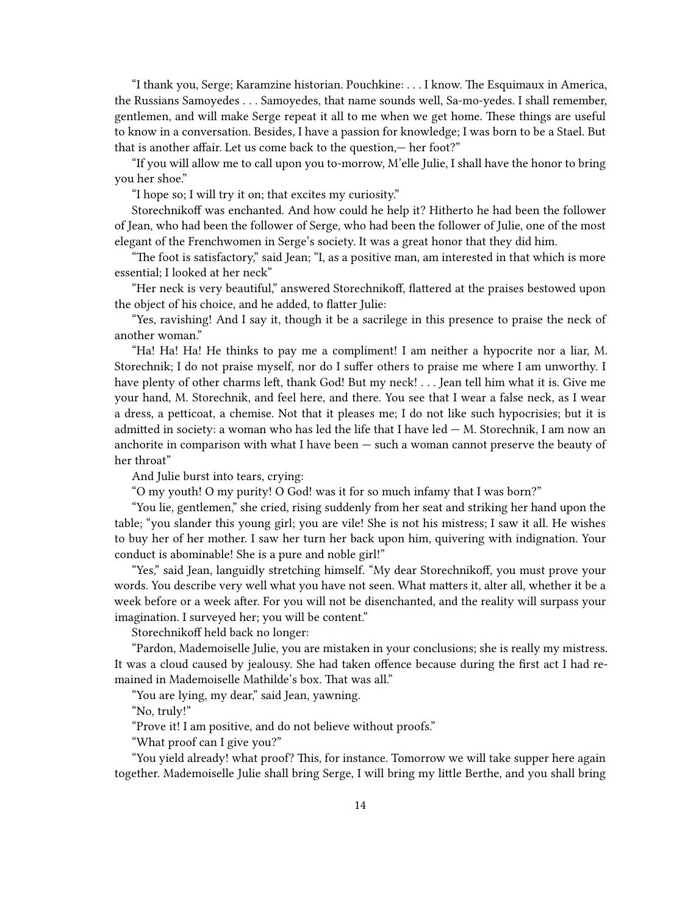"I thank you, Serge; Karamzine historian. Pouchkine: . . . I know. The Esquimaux in America, the Russians Samoyedes . . . Samoyedes, that name sounds well, Sa-mo-yedes. I shall remember, gentlemen, and will make Serge repeat it all to me when we get home. These things are useful to know in a conversation. Besides, I have a passion for knowledge; I was born to be a Stael. But that is another affair. Let us come back to the question,— her foot?"

"If you will allow me to call upon you to-morrow, M'elle Julie, I shall have the honor to bring you her shoe."

"I hope so; I will try it on; that excites my curiosity."

Storechnikoff was enchanted. And how could he help it? Hitherto he had been the follower of Jean, who had been the follower of Serge, who had been the follower of Julie, one of the most elegant of the Frenchwomen in Serge's society. It was a great honor that they did him.

"The foot is satisfactory," said Jean; "I, as a positive man, am interested in that which is more essential; I looked at her neck"

"Her neck is very beautiful," answered Storechnikoff, flattered at the praises bestowed upon the object of his choice, and he added, to flatter Julie:

"Yes, ravishing! And I say it, though it be a sacrilege in this presence to praise the neck of another woman."

"Ha! Ha! Ha! He thinks to pay me a compliment! I am neither a hypocrite nor a liar, M. Storechnik; I do not praise myself, nor do I suffer others to praise me where I am unworthy. I have plenty of other charms left, thank God! But my neck! . . . Jean tell him what it is. Give me your hand, M. Storechnik, and feel here, and there. You see that I wear a false neck, as I wear a dress, a petticoat, a chemise. Not that it pleases me; I do not like such hypocrisies; but it is admitted in society: a woman who has led the life that I have led — M. Storechnik, I am now an anchorite in comparison with what I have been — such a woman cannot preserve the beauty of her throat"

And Julie burst into tears, crying:

"O my youth! O my purity! O God! was it for so much infamy that I was born?"

"You lie, gentlemen," she cried, rising suddenly from her seat and striking her hand upon the table; "you slander this young girl; you are vile! She is not his mistress; I saw it all. He wishes to buy her of her mother. I saw her turn her back upon him, quivering with indignation. Your conduct is abominable! She is a pure and noble girl!"

"Yes," said Jean, languidly stretching himself. "My dear Storechnikoff, you must prove your words. You describe very well what you have not seen. What matters it, alter all, whether it be a week before or a week after. For you will not be disenchanted, and the reality will surpass your imagination. I surveyed her; you will be content."

Storechnikoff held back no longer:

"Pardon, Mademoiselle Julie, you are mistaken in your conclusions; she is really my mistress. It was a cloud caused by jealousy. She had taken offence because during the first act I had remained in Mademoiselle Mathilde's box. That was all."

"You are lying, my dear," said Jean, yawning.

"No, truly!"

"Prove it! I am positive, and do not believe without proofs."

"What proof can I give you?"

"You yield already! what proof? This, for instance. Tomorrow we will take supper here again together. Mademoiselle Julie shall bring Serge, I will bring my little Berthe, and you shall bring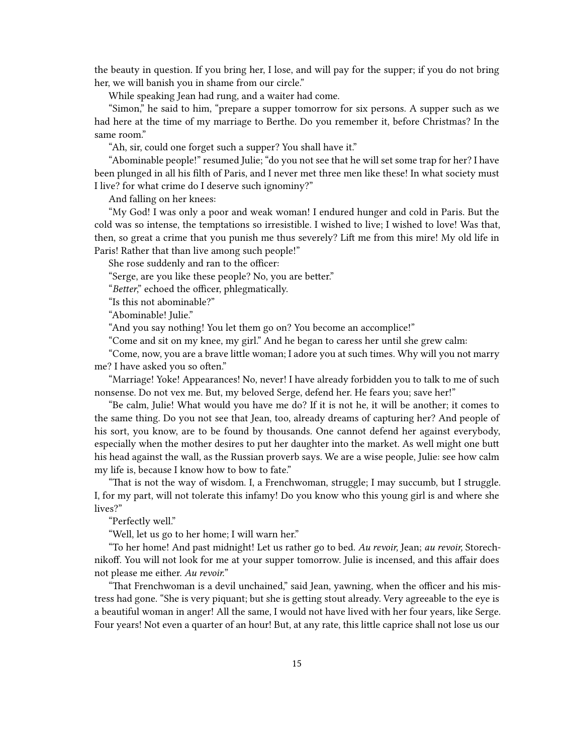the beauty in question. If you bring her, I lose, and will pay for the supper; if you do not bring her, we will banish you in shame from our circle."

While speaking Jean had rung, and a waiter had come.

"Simon," he said to him, "prepare a supper tomorrow for six persons. A supper such as we had here at the time of my marriage to Berthe. Do you remember it, before Christmas? In the same room."

"Ah, sir, could one forget such a supper? You shall have it."

"Abominable people!" resumed Julie; "do you not see that he will set some trap for her? I have been plunged in all his filth of Paris, and I never met three men like these! In what society must I live? for what crime do I deserve such ignominy?"

And falling on her knees:

"My God! I was only a poor and weak woman! I endured hunger and cold in Paris. But the cold was so intense, the temptations so irresistible. I wished to live; I wished to love! Was that, then, so great a crime that you punish me thus severely? Lift me from this mire! My old life in Paris! Rather that than live among such people!"

She rose suddenly and ran to the officer:

"Serge, are you like these people? No, you are better."

"*Better*," echoed the officer, phlegmatically.

"Is this not abominable?"

"Abominable! Julie."

"And you say nothing! You let them go on? You become an accomplice!"

"Come and sit on my knee, my girl." And he began to caress her until she grew calm:

"Come, now, you are a brave little woman; I adore you at such times. Why will you not marry me? I have asked you so often."

"Marriage! Yoke! Appearances! No, never! I have already forbidden you to talk to me of such nonsense. Do not vex me. But, my beloved Serge, defend her. He fears you; save her!"

"Be calm, Julie! What would you have me do? If it is not he, it will be another; it comes to the same thing. Do you not see that Jean, too, already dreams of capturing her? And people of his sort, you know, are to be found by thousands. One cannot defend her against everybody, especially when the mother desires to put her daughter into the market. As well might one butt his head against the wall, as the Russian proverb says. We are a wise people, Julie: see how calm my life is, because I know how to bow to fate."

"That is not the way of wisdom. I, a Frenchwoman, struggle; I may succumb, but I struggle. I, for my part, will not tolerate this infamy! Do you know who this young girl is and where she lives?"

"Perfectly well."

"Well, let us go to her home; I will warn her."

"To her home! And past midnight! Let us rather go to bed. *Au revoir,* Jean; *au revoir,* Storechnikoff. You will not look for me at your supper tomorrow. Julie is incensed, and this affair does not please me either. *Au revoir.*"

"That Frenchwoman is a devil unchained," said Jean, yawning, when the officer and his mistress had gone. "She is very piquant; but she is getting stout already. Very agreeable to the eye is a beautiful woman in anger! All the same, I would not have lived with her four years, like Serge. Four years! Not even a quarter of an hour! But, at any rate, this little caprice shall not lose us our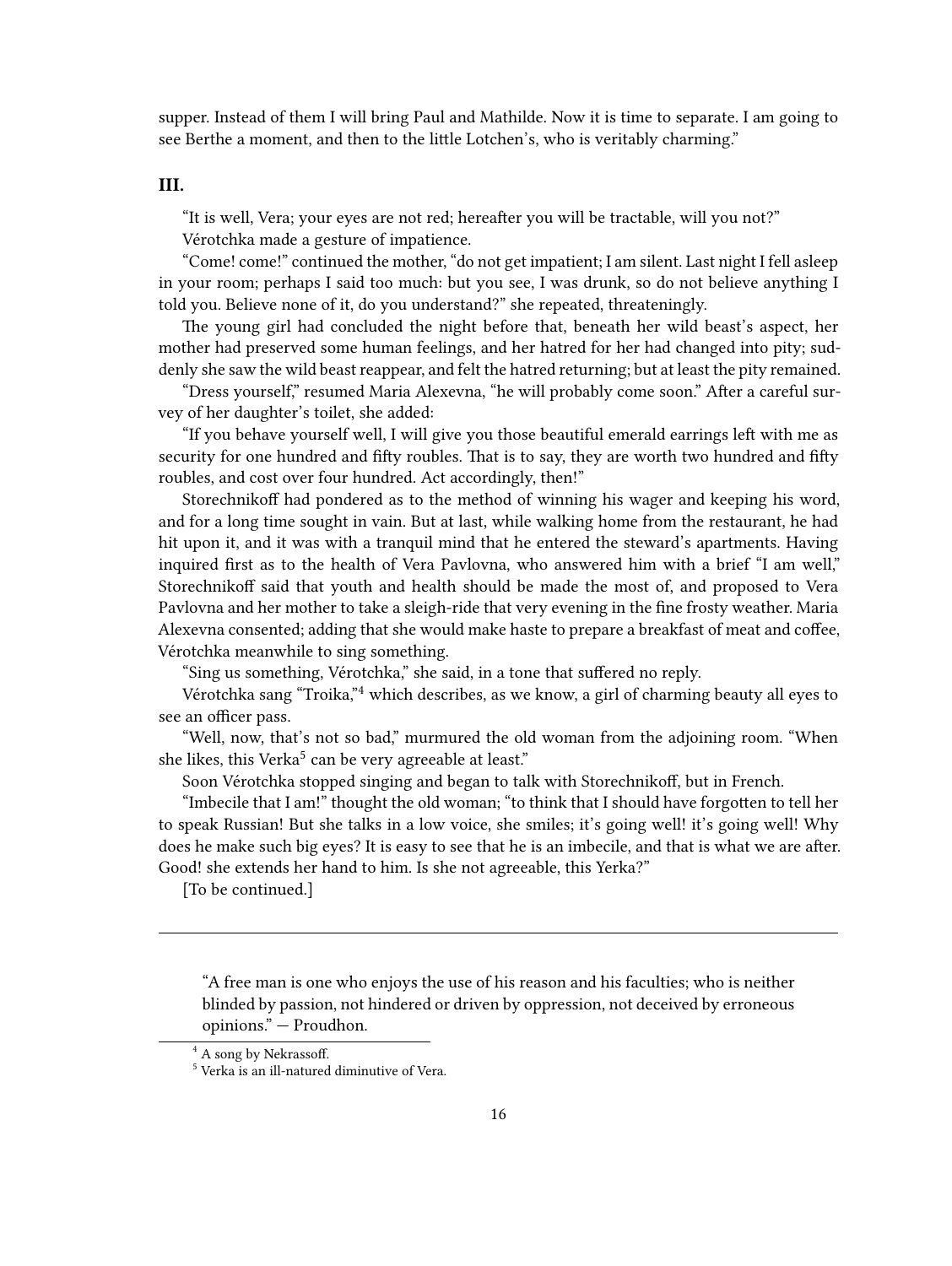supper. Instead of them I will bring Paul and Mathilde. Now it is time to separate. I am going to see Berthe a moment, and then to the little Lotchen's, who is veritably charming."

### III.

"It is well, Vera; your eyes are not red; hereafter you will be tractable, will you not?"

Vérotchka made a gesture of impatience.

"Come! come!" continued the mother, "do not get impatient; I am silent. Last night I fell asleep in your room; perhaps I said too much: but you see, I was drunk, so do not believe anything I told you. Believe none of it, do you understand?" she repeated, threateningly.

The young girl had concluded the night before that, beneath her wild beast's aspect, her mother had preserved some human feelings, and her hatred for her had changed into pity; suddenly she saw the wild beast reappear, and felt the hatred returning; but at least the pity remained.

"Dress yourself," resumed Maria Alexevna, "he will probably come soon." After a careful survey of her daughter's toilet, she added:

"If you behave yourself well, I will give you those beautiful emerald earrings left with me as security for one hundred and fifty roubles. That is to say, they are worth two hundred and fifty roubles, and cost over four hundred. Act accordingly, then!"

Storechnikoff had pondered as to the method of winning his wager and keeping his word, and for a long time sought in vain. But at last, while walking home from the restaurant, he had hit upon it, and it was with a tranquil mind that he entered the steward's apartments. Having inquired first as to the health of Vera Pavlovna, who answered him with a brief "I am well," Storechnikoff said that youth and health should be made the most of, and proposed to Vera Pavlovna and her mother to take a sleigh-ride that very evening in the fine frosty weather. Maria Alexevna consented; adding that she would make haste to prepare a breakfast of meat and coffee, Vérotchka meanwhile to sing something.

"Sing us something, Vérotchka," she said, in a tone that suffered no reply.

Vérotchka sang "Troika,"[4] which describes, as we know, a girl of charming beauty all eyes to see an officer pass.

"Well, now, that's not so bad," murmured the old woman from the adjoining room. "When she likes, this Verka[5] can be very agreeable at least."

Soon Vérotchka stopped singing and began to talk with Storechnikoff, but in French.

"Imbecile that I am!" thought the old woman; "to think that I should have forgotten to tell her to speak Russian! But she talks in a low voice, she smiles; it's going well! it's going well! Why does he make such big eyes? It is easy to see that he is an imbecile, and that is what we are after. Good! she extends her hand to him. Is she not agreeable, this Yerka?"

[To be continued.]

---

> "A free man is one who enjoys the use of his reason and his faculties; who is neither blinded by passion, not hindered or driven by oppression, not deceived by erroneous opinions." — Proudhon.

[4] A song by Nekrassoff.

[5] Verka is an ill-natured diminutive of Vera.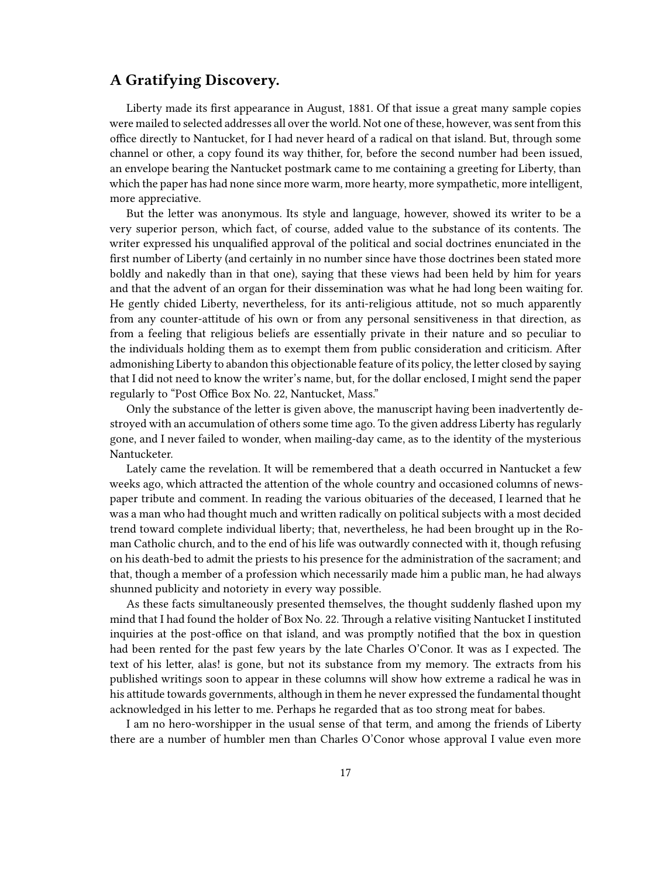## A Gratifying Discovery.

Liberty made its first appearance in August, 1881. Of that issue a great many sample copies were mailed to selected addresses all over the world. Not one of these, however, was sent from this office directly to Nantucket, for I had never heard of a radical on that island. But, through some channel or other, a copy found its way thither, for, before the second number had been issued, an envelope bearing the Nantucket postmark came to me containing a greeting for Liberty, than which the paper has had none since more warm, more hearty, more sympathetic, more intelligent, more appreciative.

But the letter was anonymous. Its style and language, however, showed its writer to be a very superior person, which fact, of course, added value to the substance of its contents. The writer expressed his unqualified approval of the political and social doctrines enunciated in the first number of Liberty (and certainly in no number since have those doctrines been stated more boldly and nakedly than in that one), saying that these views had been held by him for years and that the advent of an organ for their dissemination was what he had long been waiting for. He gently chided Liberty, nevertheless, for its anti-religious attitude, not so much apparently from any counter-attitude of his own or from any personal sensitiveness in that direction, as from a feeling that religious beliefs are essentially private in their nature and so peculiar to the individuals holding them as to exempt them from public consideration and criticism. After admonishing Liberty to abandon this objectionable feature of its policy, the letter closed by saying that I did not need to know the writer's name, but, for the dollar enclosed, I might send the paper regularly to "Post Office Box No. 22, Nantucket, Mass."

Only the substance of the letter is given above, the manuscript having been inadvertently destroyed with an accumulation of others some time ago. To the given address Liberty has regularly gone, and I never failed to wonder, when mailing-day came, as to the identity of the mysterious Nantucketer.

Lately came the revelation. It will be remembered that a death occurred in Nantucket a few weeks ago, which attracted the attention of the whole country and occasioned columns of newspaper tribute and comment. In reading the various obituaries of the deceased, I learned that he was a man who had thought much and written radically on political subjects with a most decided trend toward complete individual liberty; that, nevertheless, he had been brought up in the Roman Catholic church, and to the end of his life was outwardly connected with it, though refusing on his death-bed to admit the priests to his presence for the administration of the sacrament; and that, though a member of a profession which necessarily made him a public man, he had always shunned publicity and notoriety in every way possible.

As these facts simultaneously presented themselves, the thought suddenly flashed upon my mind that I had found the holder of Box No. 22. Through a relative visiting Nantucket I instituted inquiries at the post-office on that island, and was promptly notified that the box in question had been rented for the past few years by the late Charles O'Conor. It was as I expected. The text of his letter, alas! is gone, but not its substance from my memory. The extracts from his published writings soon to appear in these columns will show how extreme a radical he was in his attitude towards governments, although in them he never expressed the fundamental thought acknowledged in his letter to me. Perhaps he regarded that as too strong meat for babes.

I am no hero-worshipper in the usual sense of that term, and among the friends of Liberty there are a number of humbler men than Charles O'Conor whose approval I value even more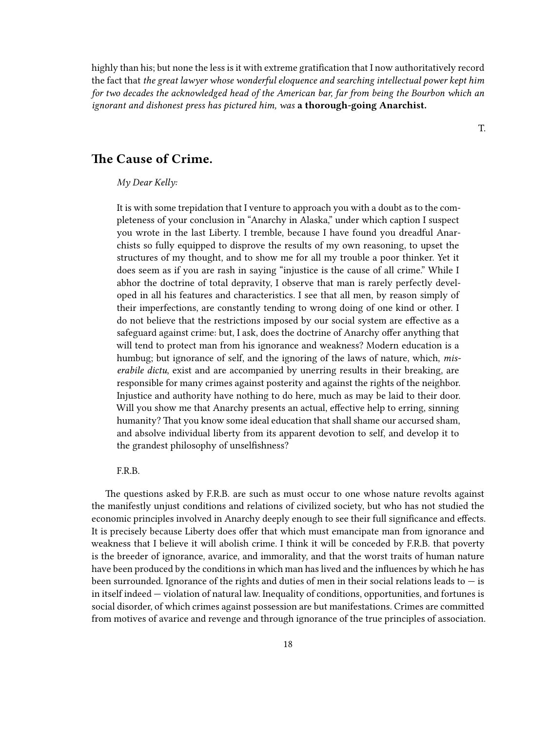highly than his; but none the less is it with extreme gratification that I now authoritatively record the fact that *the great lawyer whose wonderful eloquence and searching intellectual power kept him for two decades the acknowledged head of the American bar, far from being the Bourbon which an ignorant and dishonest press has pictured him, was* **a thorough-going Anarchist.**

T.

## The Cause of Crime.

> *My Dear Kelly:*
>
> It is with some trepidation that I venture to approach you with a doubt as to the completeness of your conclusion in "Anarchy in Alaska," under which caption I suspect you wrote in the last Liberty. I tremble, because I have found you dreadful Anarchists so fully equipped to disprove the results of my own reasoning, to upset the structures of my thought, and to show me for all my trouble a poor thinker. Yet it does seem as if you are rash in saying "injustice is the cause of all crime." While I abhor the doctrine of total depravity, I observe that man is rarely perfectly developed in all his features and characteristics. I see that all men, by reason simply of their imperfections, are constantly tending to wrong doing of one kind or other. I do not believe that the restrictions imposed by our social system are effective as a safeguard against crime: but, I ask, does the doctrine of Anarchy offer anything that will tend to protect man from his ignorance and weakness? Modern education is a humbug; but ignorance of self, and the ignoring of the laws of nature, which, *miserabile dictu*, exist and are accompanied by unerring results in their breaking, are responsible for many crimes against posterity and against the rights of the neighbor. Injustice and authority have nothing to do here, much as may be laid to their door. Will you show me that Anarchy presents an actual, effective help to erring, sinning humanity? That you know some ideal education that shall shame our accursed sham, and absolve individual liberty from its apparent devotion to self, and develop it to the grandest philosophy of unselfishness?
>
> F.R.B.

The questions asked by F.R.B. are such as must occur to one whose nature revolts against the manifestly unjust conditions and relations of civilized society, but who has not studied the economic principles involved in Anarchy deeply enough to see their full significance and effects. It is precisely because Liberty does offer that which must emancipate man from ignorance and weakness that I believe it will abolish crime. I think it will be conceded by F.R.B. that poverty is the breeder of ignorance, avarice, and immorality, and that the worst traits of human nature have been produced by the conditions in which man has lived and the influences by which he has been surrounded. Ignorance of the rights and duties of men in their social relations leads to — is in itself indeed — violation of natural law. Inequality of conditions, opportunities, and fortunes is social disorder, of which crimes against possession are but manifestations. Crimes are committed from motives of avarice and revenge and through ignorance of the true principles of association.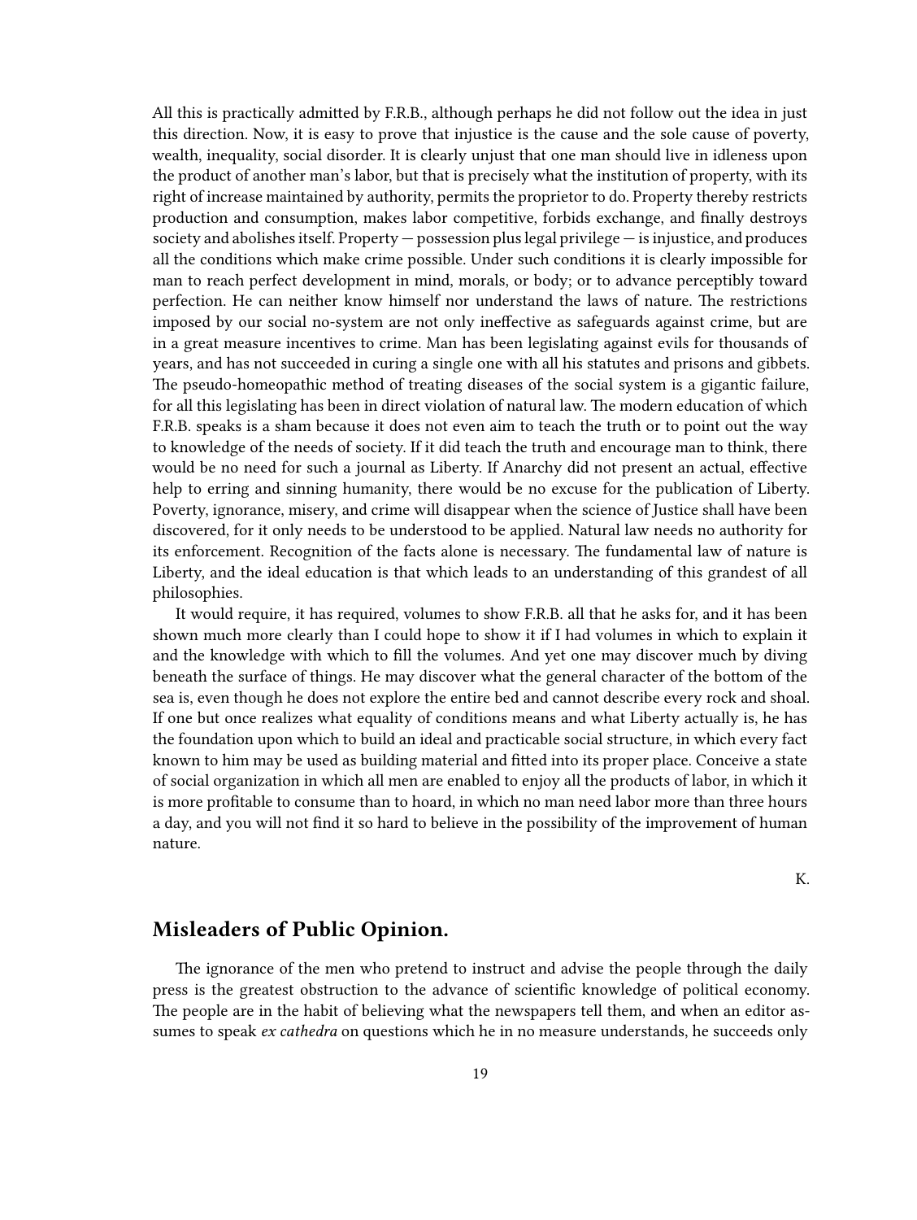All this is practically admitted by F.R.B., although perhaps he did not follow out the idea in just this direction. Now, it is easy to prove that injustice is the cause and the sole cause of poverty, wealth, inequality, social disorder. It is clearly unjust that one man should live in idleness upon the product of another man's labor, but that is precisely what the institution of property, with its right of increase maintained by authority, permits the proprietor to do. Property thereby restricts production and consumption, makes labor competitive, forbids exchange, and finally destroys society and abolishes itself. Property — possession plus legal privilege — is injustice, and produces all the conditions which make crime possible. Under such conditions it is clearly impossible for man to reach perfect development in mind, morals, or body; or to advance perceptibly toward perfection. He can neither know himself nor understand the laws of nature. The restrictions imposed by our social no-system are not only ineffective as safeguards against crime, but are in a great measure incentives to crime. Man has been legislating against evils for thousands of years, and has not succeeded in curing a single one with all his statutes and prisons and gibbets. The pseudo-homeopathic method of treating diseases of the social system is a gigantic failure, for all this legislating has been in direct violation of natural law. The modern education of which F.R.B. speaks is a sham because it does not even aim to teach the truth or to point out the way to knowledge of the needs of society. If it did teach the truth and encourage man to think, there would be no need for such a journal as Liberty. If Anarchy did not present an actual, effective help to erring and sinning humanity, there would be no excuse for the publication of Liberty. Poverty, ignorance, misery, and crime will disappear when the science of Justice shall have been discovered, for it only needs to be understood to be applied. Natural law needs no authority for its enforcement. Recognition of the facts alone is necessary. The fundamental law of nature is Liberty, and the ideal education is that which leads to an understanding of this grandest of all philosophies.

It would require, it has required, volumes to show F.R.B. all that he asks for, and it has been shown much more clearly than I could hope to show it if I had volumes in which to explain it and the knowledge with which to fill the volumes. And yet one may discover much by diving beneath the surface of things. He may discover what the general character of the bottom of the sea is, even though he does not explore the entire bed and cannot describe every rock and shoal. If one but once realizes what equality of conditions means and what Liberty actually is, he has the foundation upon which to build an ideal and practicable social structure, in which every fact known to him may be used as building material and fitted into its proper place. Conceive a state of social organization in which all men are enabled to enjoy all the products of labor, in which it is more profitable to consume than to hoard, in which no man need labor more than three hours a day, and you will not find it so hard to believe in the possibility of the improvement of human nature.

K.

## Misleaders of Public Opinion.

The ignorance of the men who pretend to instruct and advise the people through the daily press is the greatest obstruction to the advance of scientific knowledge of political economy. The people are in the habit of believing what the newspapers tell them, and when an editor assumes to speak *ex cathedra* on questions which he in no measure understands, he succeeds only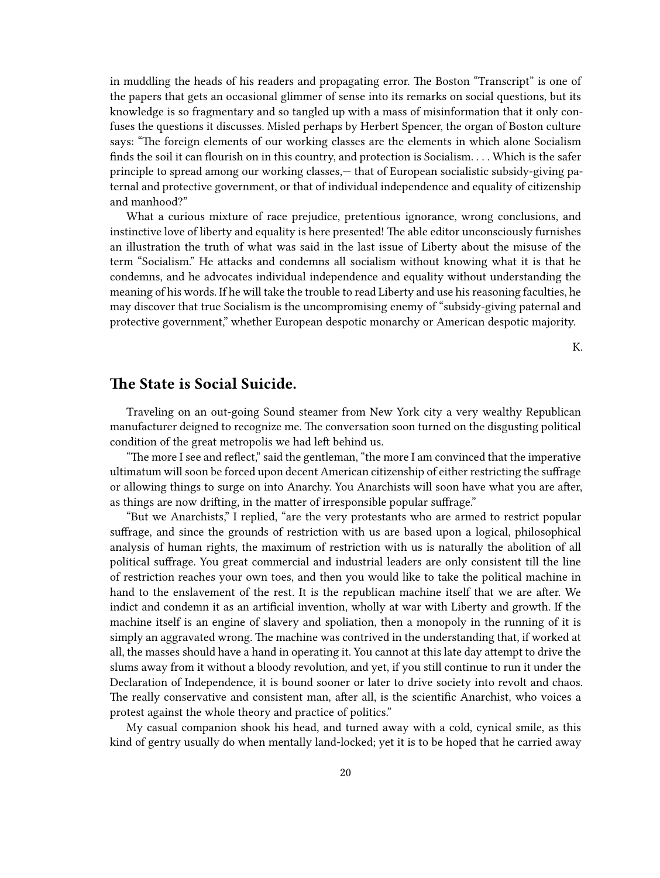in muddling the heads of his readers and propagating error. The Boston "Transcript" is one of the papers that gets an occasional glimmer of sense into its remarks on social questions, but its knowledge is so fragmentary and so tangled up with a mass of misinformation that it only confuses the questions it discusses. Misled perhaps by Herbert Spencer, the organ of Boston culture says: "The foreign elements of our working classes are the elements in which alone Socialism finds the soil it can flourish on in this country, and protection is Socialism. . . . Which is the safer principle to spread among our working classes,— that of European socialistic subsidy-giving paternal and protective government, or that of individual independence and equality of citizenship and manhood?"

What a curious mixture of race prejudice, pretentious ignorance, wrong conclusions, and instinctive love of liberty and equality is here presented! The able editor unconsciously furnishes an illustration the truth of what was said in the last issue of Liberty about the misuse of the term "Socialism." He attacks and condemns all socialism without knowing what it is that he condemns, and he advocates individual independence and equality without understanding the meaning of his words. If he will take the trouble to read Liberty and use his reasoning faculties, he may discover that true Socialism is the uncompromising enemy of "subsidy-giving paternal and protective government," whether European despotic monarchy or American despotic majority.

K.

## The State is Social Suicide.

Traveling on an out-going Sound steamer from New York city a very wealthy Republican manufacturer deigned to recognize me. The conversation soon turned on the disgusting political condition of the great metropolis we had left behind us.

"The more I see and reflect," said the gentleman, "the more I am convinced that the imperative ultimatum will soon be forced upon decent American citizenship of either restricting the suffrage or allowing things to surge on into Anarchy. You Anarchists will soon have what you are after, as things are now drifting, in the matter of irresponsible popular suffrage."

"But we Anarchists," I replied, "are the very protestants who are armed to restrict popular suffrage, and since the grounds of restriction with us are based upon a logical, philosophical analysis of human rights, the maximum of restriction with us is naturally the abolition of all political suffrage. You great commercial and industrial leaders are only consistent till the line of restriction reaches your own toes, and then you would like to take the political machine in hand to the enslavement of the rest. It is the republican machine itself that we are after. We indict and condemn it as an artificial invention, wholly at war with Liberty and growth. If the machine itself is an engine of slavery and spoliation, then a monopoly in the running of it is simply an aggravated wrong. The machine was contrived in the understanding that, if worked at all, the masses should have a hand in operating it. You cannot at this late day attempt to drive the slums away from it without a bloody revolution, and yet, if you still continue to run it under the Declaration of Independence, it is bound sooner or later to drive society into revolt and chaos. The really conservative and consistent man, after all, is the scientific Anarchist, who voices a protest against the whole theory and practice of politics."

My casual companion shook his head, and turned away with a cold, cynical smile, as this kind of gentry usually do when mentally land-locked; yet it is to be hoped that he carried away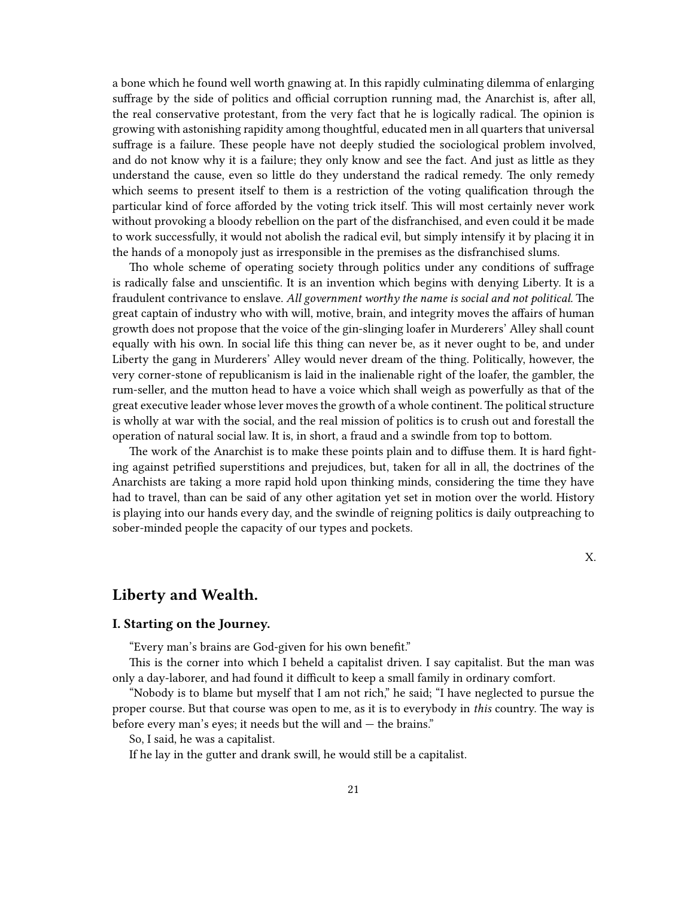a bone which he found well worth gnawing at. In this rapidly culminating dilemma of enlarging suffrage by the side of politics and official corruption running mad, the Anarchist is, after all, the real conservative protestant, from the very fact that he is logically radical. The opinion is growing with astonishing rapidity among thoughtful, educated men in all quarters that universal suffrage is a failure. These people have not deeply studied the sociological problem involved, and do not know why it is a failure; they only know and see the fact. And just as little as they understand the cause, even so little do they understand the radical remedy. The only remedy which seems to present itself to them is a restriction of the voting qualification through the particular kind of force afforded by the voting trick itself. This will most certainly never work without provoking a bloody rebellion on the part of the disfranchised, and even could it be made to work successfully, it would not abolish the radical evil, but simply intensify it by placing it in the hands of a monopoly just as irresponsible in the premises as the disfranchised slums.

Tho whole scheme of operating society through politics under any conditions of suffrage is radically false and unscientific. It is an invention which begins with denying Liberty. It is a fraudulent contrivance to enslave. *All government worthy the name is social and not political.* The great captain of industry who with will, motive, brain, and integrity moves the affairs of human growth does not propose that the voice of the gin-slinging loafer in Murderers' Alley shall count equally with his own. In social life this thing can never be, as it never ought to be, and under Liberty the gang in Murderers' Alley would never dream of the thing. Politically, however, the very corner-stone of republicanism is laid in the inalienable right of the loafer, the gambler, the rum-seller, and the mutton head to have a voice which shall weigh as powerfully as that of the great executive leader whose lever moves the growth of a whole continent. The political structure is wholly at war with the social, and the real mission of politics is to crush out and forestall the operation of natural social law. It is, in short, a fraud and a swindle from top to bottom.

The work of the Anarchist is to make these points plain and to diffuse them. It is hard fighting against petrified superstitions and prejudices, but, taken for all in all, the doctrines of the Anarchists are taking a more rapid hold upon thinking minds, considering the time they have had to travel, than can be said of any other agitation yet set in motion over the world. History is playing into our hands every day, and the swindle of reigning politics is daily outpreaching to sober-minded people the capacity of our types and pockets.

X.

## Liberty and Wealth.

### I. Starting on the Journey.

"Every man's brains are God-given for his own benefit."

This is the corner into which I beheld a capitalist driven. I say capitalist. But the man was only a day-laborer, and had found it difficult to keep a small family in ordinary comfort.

"Nobody is to blame but myself that I am not rich," he said; "I have neglected to pursue the proper course. But that course was open to me, as it is to everybody in *this* country. The way is before every man's eyes; it needs but the will and — the brains."

So, I said, he was a capitalist.

If he lay in the gutter and drank swill, he would still be a capitalist.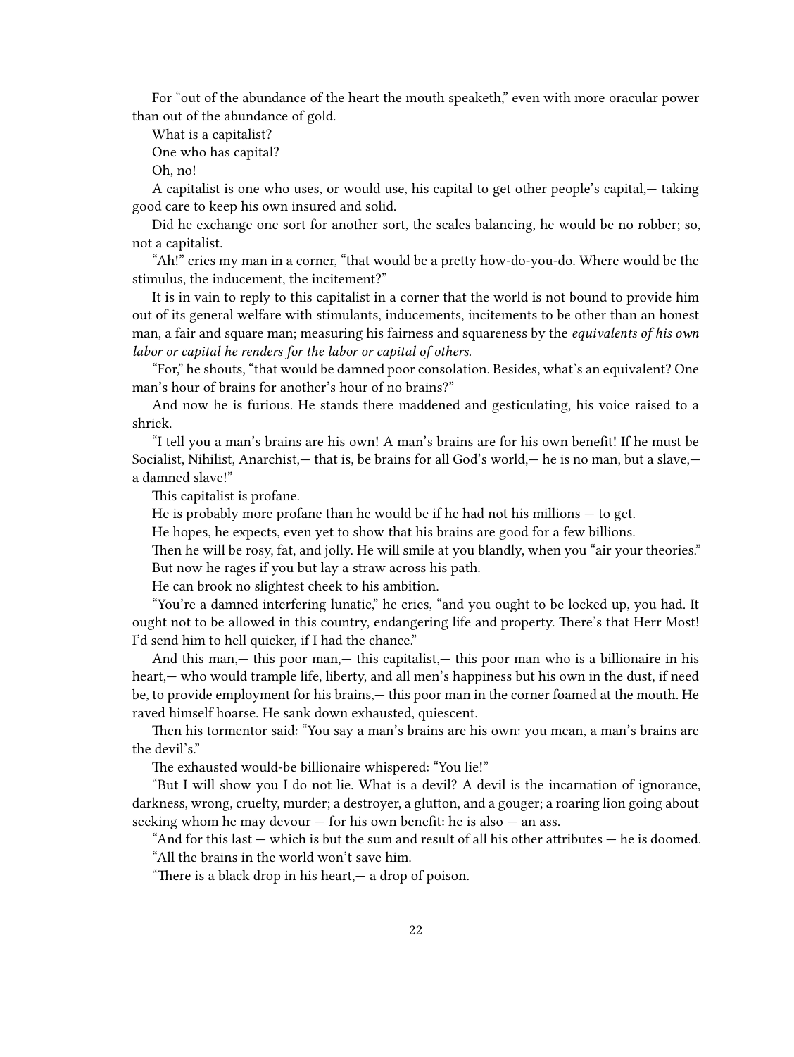For "out of the abundance of the heart the mouth speaketh," even with more oracular power than out of the abundance of gold.

What is a capitalist?

One who has capital?

Oh, no!

A capitalist is one who uses, or would use, his capital to get other people's capital,— taking good care to keep his own insured and solid.

Did he exchange one sort for another sort, the scales balancing, he would be no robber; so, not a capitalist.

"Ah!" cries my man in a corner, "that would be a pretty how-do-you-do. Where would be the stimulus, the inducement, the incitement?"

It is in vain to reply to this capitalist in a corner that the world is not bound to provide him out of its general welfare with stimulants, inducements, incitements to be other than an honest man, a fair and square man; measuring his fairness and squareness by the *equivalents of his own labor or capital he renders for the labor or capital of others.*

"For," he shouts, "that would be damned poor consolation. Besides, what's an equivalent? One man's hour of brains for another's hour of no brains?"

And now he is furious. He stands there maddened and gesticulating, his voice raised to a shriek.

"I tell you a man's brains are his own! A man's brains are for his own benefit! If he must be Socialist, Nihilist, Anarchist,— that is, be brains for all God's world,— he is no man, but a slave,— a damned slave!"

This capitalist is profane.

He is probably more profane than he would be if he had not his millions — to get.

He hopes, he expects, even yet to show that his brains are good for a few billions.

Then he will be rosy, fat, and jolly. He will smile at you blandly, when you "air your theories."

But now he rages if you but lay a straw across his path.

He can brook no slightest check to his ambition.

"You're a damned interfering lunatic," he cries, "and you ought to be locked up, you had. It ought not to be allowed in this country, endangering life and property. There's that Herr Most! I'd send him to hell quicker, if I had the chance."

And this man,— this poor man,— this capitalist,— this poor man who is a billionaire in his heart,— who would trample life, liberty, and all men's happiness but his own in the dust, if need be, to provide employment for his brains,— this poor man in the corner foamed at the mouth. He raved himself hoarse. He sank down exhausted, quiescent.

Then his tormentor said: "You say a man's brains are his own: you mean, a man's brains are the devil's."

The exhausted would-be billionaire whispered: "You lie!"

"But I will show you I do not lie. What is a devil? A devil is the incarnation of ignorance, darkness, wrong, cruelty, murder; a destroyer, a glutton, and a gouger; a roaring lion going about seeking whom he may devour — for his own benefit: he is also — an ass.

"And for this last — which is but the sum and result of all his other attributes — he is doomed.

"All the brains in the world won't save him.

"There is a black drop in his heart,— a drop of poison.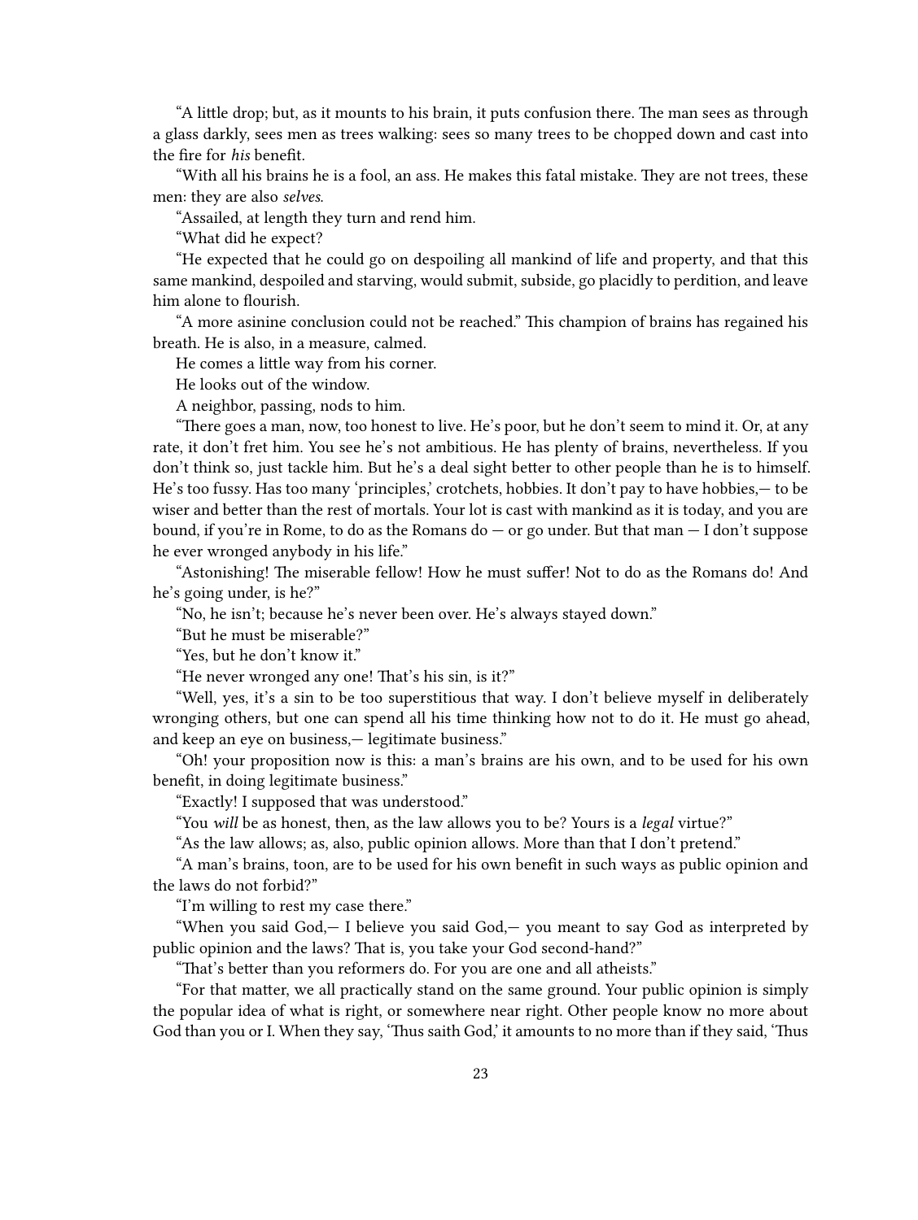"A little drop; but, as it mounts to his brain, it puts confusion there. The man sees as through a glass darkly, sees men as trees walking: sees so many trees to be chopped down and cast into the fire for *his* benefit.

"With all his brains he is a fool, an ass. He makes this fatal mistake. They are not trees, these men: they are also *selves*.

"Assailed, at length they turn and rend him.

"What did he expect?

"He expected that he could go on despoiling all mankind of life and property, and that this same mankind, despoiled and starving, would submit, subside, go placidly to perdition, and leave him alone to flourish.

"A more asinine conclusion could not be reached." This champion of brains has regained his breath. He is also, in a measure, calmed.

He comes a little way from his corner.

He looks out of the window.

A neighbor, passing, nods to him.

"There goes a man, now, too honest to live. He's poor, but he don't seem to mind it. Or, at any rate, it don't fret him. You see he's not ambitious. He has plenty of brains, nevertheless. If you don't think so, just tackle him. But he's a deal sight better to other people than he is to himself. He's too fussy. Has too many 'principles,' crotchets, hobbies. It don't pay to have hobbies,— to be wiser and better than the rest of mortals. Your lot is cast with mankind as it is today, and you are bound, if you're in Rome, to do as the Romans do — or go under. But that man — I don't suppose he ever wronged anybody in his life."

"Astonishing! The miserable fellow! How he must suffer! Not to do as the Romans do! And he's going under, is he?"

"No, he isn't; because he's never been over. He's always stayed down."

"But he must be miserable?"

"Yes, but he don't know it."

"He never wronged any one! That's his sin, is it?"

"Well, yes, it's a sin to be too superstitious that way. I don't believe myself in deliberately wronging others, but one can spend all his time thinking how not to do it. He must go ahead, and keep an eye on business,— legitimate business."

"Oh! your proposition now is this: a man's brains are his own, and to be used for his own benefit, in doing legitimate business."

"Exactly! I supposed that was understood."

"You *will* be as honest, then, as the law allows you to be? Yours is a *legal* virtue?"

"As the law allows; as, also, public opinion allows. More than that I don't pretend."

"A man's brains, toon, are to be used for his own benefit in such ways as public opinion and the laws do not forbid?"

"I'm willing to rest my case there."

"When you said God,— I believe you said God,— you meant to say God as interpreted by public opinion and the laws? That is, you take your God second-hand?"

"That's better than you reformers do. For you are one and all atheists."

"For that matter, we all practically stand on the same ground. Your public opinion is simply the popular idea of what is right, or somewhere near right. Other people know no more about God than you or I. When they say, 'Thus saith God,' it amounts to no more than if they said, 'Thus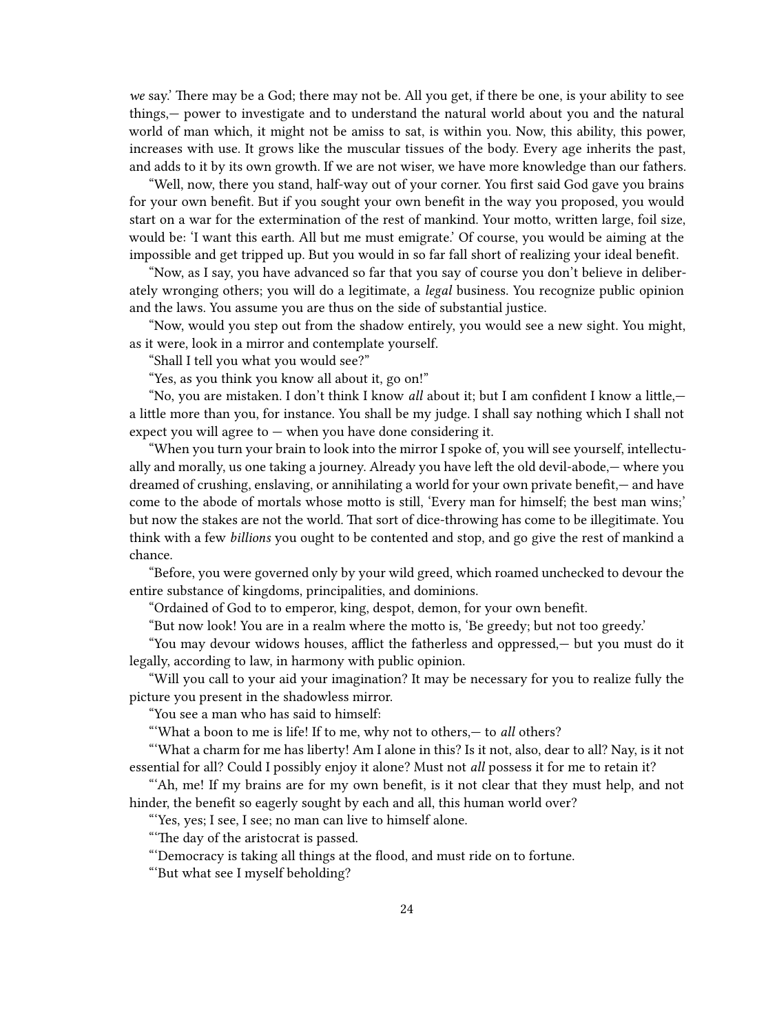*we* say.' There may be a God; there may not be. All you get, if there be one, is your ability to see things,— power to investigate and to understand the natural world about you and the natural world of man which, it might not be amiss to sat, is within you. Now, this ability, this power, increases with use. It grows like the muscular tissues of the body. Every age inherits the past, and adds to it by its own growth. If we are not wiser, we have more knowledge than our fathers.

"Well, now, there you stand, half-way out of your corner. You first said God gave you brains for your own benefit. But if you sought your own benefit in the way you proposed, you would start on a war for the extermination of the rest of mankind. Your motto, written large, foil size, would be: 'I want this earth. All but me must emigrate.' Of course, you would be aiming at the impossible and get tripped up. But you would in so far fall short of realizing your ideal benefit.

"Now, as I say, you have advanced so far that you say of course you don't believe in deliberately wronging others; you will do a legitimate, a *legal* business. You recognize public opinion and the laws. You assume you are thus on the side of substantial justice.

"Now, would you step out from the shadow entirely, you would see a new sight. You might, as it were, look in a mirror and contemplate yourself.

"Shall I tell you what you would see?"

"Yes, as you think you know all about it, go on!"

"No, you are mistaken. I don't think I know *all* about it; but I am confident I know a little,— a little more than you, for instance. You shall be my judge. I shall say nothing which I shall not expect you will agree to — when you have done considering it.

"When you turn your brain to look into the mirror I spoke of, you will see yourself, intellectually and morally, us one taking a journey. Already you have left the old devil-abode,— where you dreamed of crushing, enslaving, or annihilating a world for your own private benefit,— and have come to the abode of mortals whose motto is still, 'Every man for himself; the best man wins;' but now the stakes are not the world. That sort of dice-throwing has come to be illegitimate. You think with a few *billions* you ought to be contented and stop, and go give the rest of mankind a chance.

"Before, you were governed only by your wild greed, which roamed unchecked to devour the entire substance of kingdoms, principalities, and dominions.

"Ordained of God to to emperor, king, despot, demon, for your own benefit.

"But now look! You are in a realm where the motto is, 'Be greedy; but not too greedy.'

"You may devour widows houses, afflict the fatherless and oppressed,— but you must do it legally, according to law, in harmony with public opinion.

"Will you call to your aid your imagination? It may be necessary for you to realize fully the picture you present in the shadowless mirror.

"You see a man who has said to himself:

"'What a boon to me is life! If to me, why not to others,— to *all* others?

"'What a charm for me has liberty! Am I alone in this? Is it not, also, dear to all? Nay, is it not essential for all? Could I possibly enjoy it alone? Must not *all* possess it for me to retain it?

"'Ah, me! If my brains are for my own benefit, is it not clear that they must help, and not hinder, the benefit so eagerly sought by each and all, this human world over?

"'Yes, yes; I see, I see; no man can live to himself alone.

"'The day of the aristocrat is passed.

"'Democracy is taking all things at the flood, and must ride on to fortune.

"'But what see I myself beholding?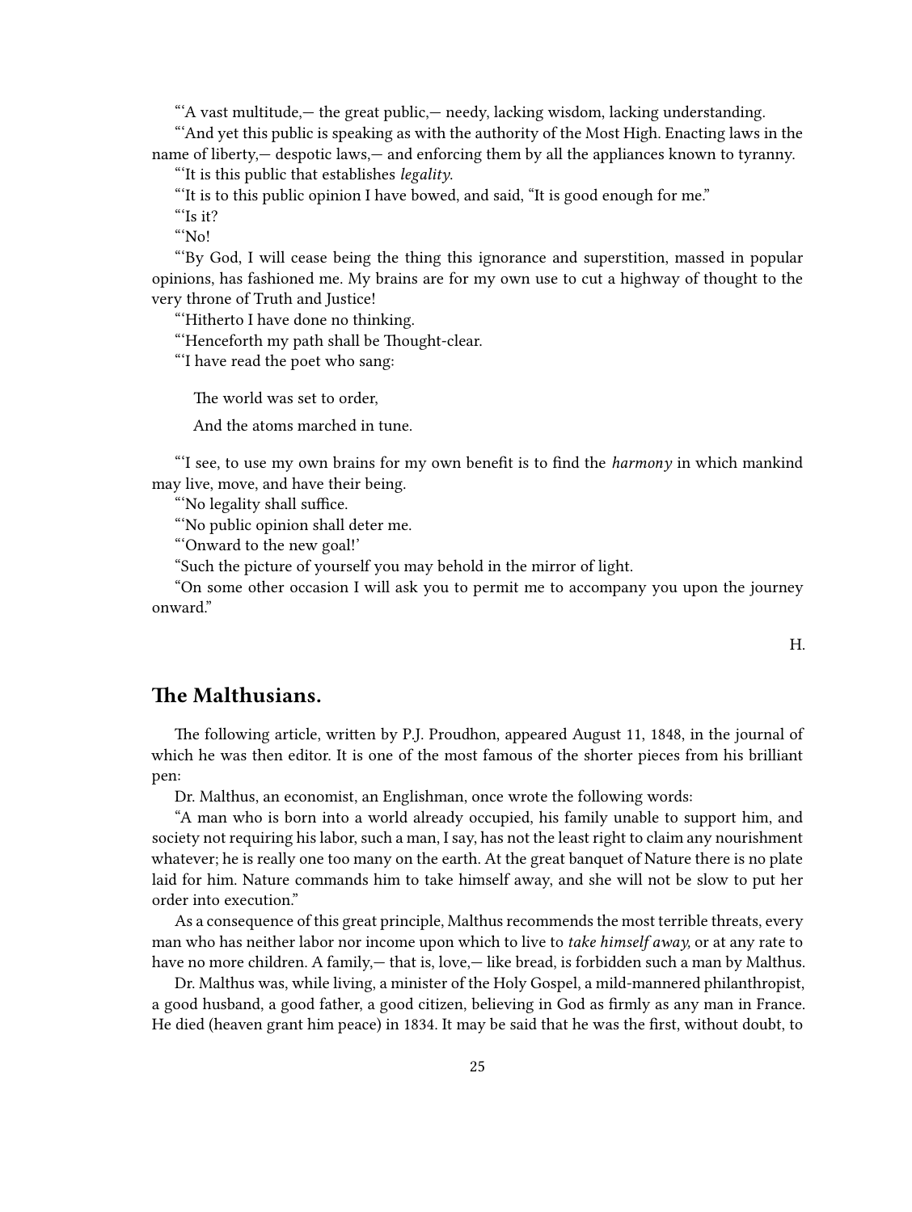"'A vast multitude,— the great public,— needy, lacking wisdom, lacking understanding.

"'And yet this public is speaking as with the authority of the Most High. Enacting laws in the name of liberty,— despotic laws,— and enforcing them by all the appliances known to tyranny.

"'It is this public that establishes *legality.*

"'It is to this public opinion I have bowed, and said, "It is good enough for me."

"'Is it?

"'No!

"'By God, I will cease being the thing this ignorance and superstition, massed in popular opinions, has fashioned me. My brains are for my own use to cut a highway of thought to the very throne of Truth and Justice!

"'Hitherto I have done no thinking.

"'Henceforth my path shall be Thought-clear.

"'I have read the poet who sang:

> The world was set to order,
>
> And the atoms marched in tune.

"'I see, to use my own brains for my own benefit is to find the *harmony* in which mankind may live, move, and have their being.

"'No legality shall suffice.

"'No public opinion shall deter me.

"'Onward to the new goal!'

"Such the picture of yourself you may behold in the mirror of light.

"On some other occasion I will ask you to permit me to accompany you upon the journey onward."

H.

## The Malthusians.

The following article, written by P.J. Proudhon, appeared August 11, 1848, in the journal of which he was then editor. It is one of the most famous of the shorter pieces from his brilliant pen:

Dr. Malthus, an economist, an Englishman, once wrote the following words:

"A man who is born into a world already occupied, his family unable to support him, and society not requiring his labor, such a man, I say, has not the least right to claim any nourishment whatever; he is really one too many on the earth. At the great banquet of Nature there is no plate laid for him. Nature commands him to take himself away, and she will not be slow to put her order into execution."

As a consequence of this great principle, Malthus recommends the most terrible threats, every man who has neither labor nor income upon which to live to *take himself away,* or at any rate to have no more children. A family,— that is, love,— like bread, is forbidden such a man by Malthus.

Dr. Malthus was, while living, a minister of the Holy Gospel, a mild-mannered philanthropist, a good husband, a good father, a good citizen, believing in God as firmly as any man in France. He died (heaven grant him peace) in 1834. It may be said that he was the first, without doubt, to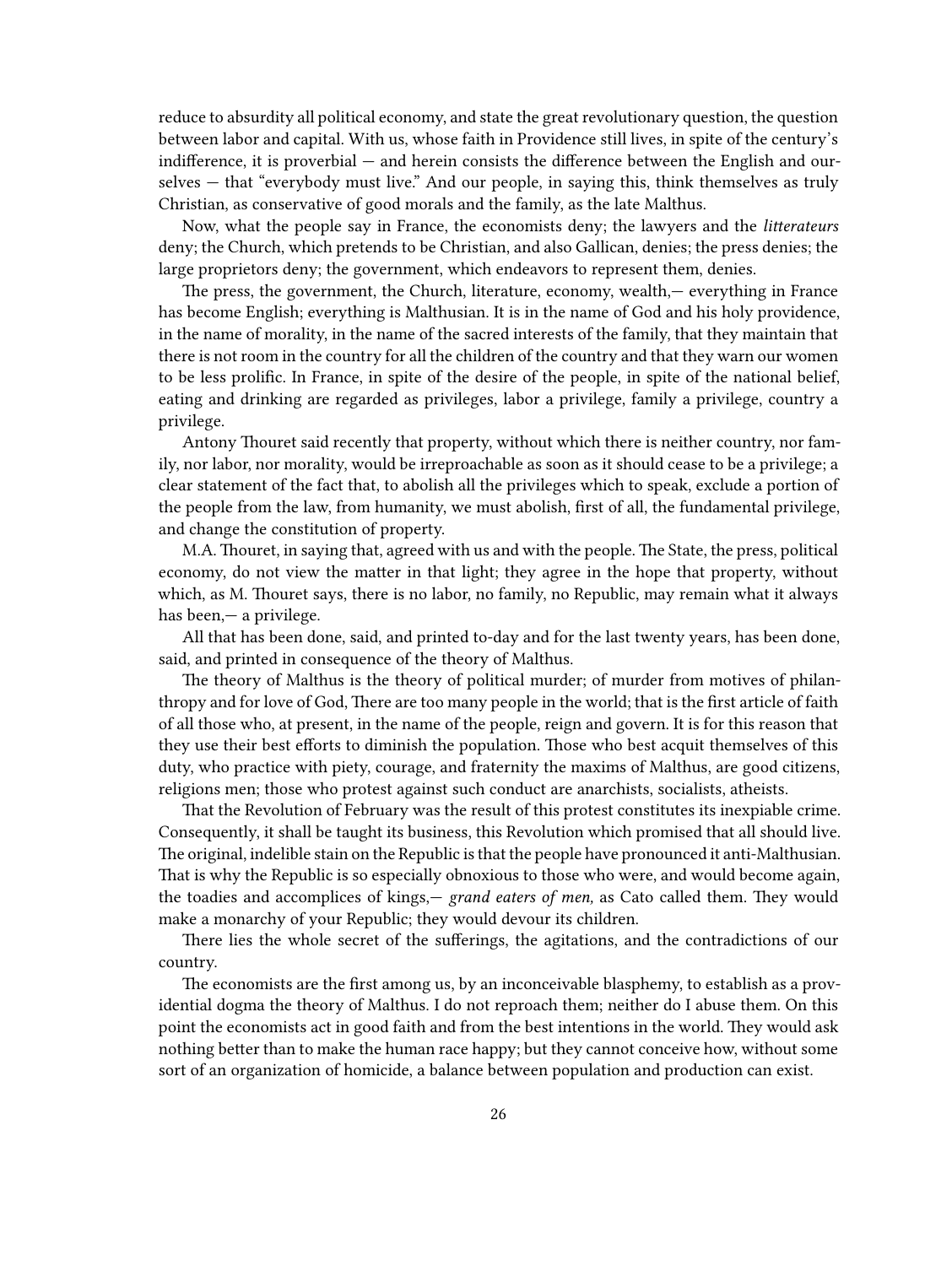reduce to absurdity all political economy, and state the great revolutionary question, the question between labor and capital. With us, whose faith in Providence still lives, in spite of the century's indifference, it is proverbial — and herein consists the difference between the English and ourselves — that "everybody must live." And our people, in saying this, think themselves as truly Christian, as conservative of good morals and the family, as the late Malthus.

Now, what the people say in France, the economists deny; the lawyers and the *litterateurs* deny; the Church, which pretends to be Christian, and also Gallican, denies; the press denies; the large proprietors deny; the government, which endeavors to represent them, denies.

The press, the government, the Church, literature, economy, wealth,— everything in France has become English; everything is Malthusian. It is in the name of God and his holy providence, in the name of morality, in the name of the sacred interests of the family, that they maintain that there is not room in the country for all the children of the country and that they warn our women to be less prolific. In France, in spite of the desire of the people, in spite of the national belief, eating and drinking are regarded as privileges, labor a privilege, family a privilege, country a privilege.

Antony Thouret said recently that property, without which there is neither country, nor family, nor labor, nor morality, would be irreproachable as soon as it should cease to be a privilege; a clear statement of the fact that, to abolish all the privileges which to speak, exclude a portion of the people from the law, from humanity, we must abolish, first of all, the fundamental privilege, and change the constitution of property.

M.A. Thouret, in saying that, agreed with us and with the people. The State, the press, political economy, do not view the matter in that light; they agree in the hope that property, without which, as M. Thouret says, there is no labor, no family, no Republic, may remain what it always has been,— a privilege.

All that has been done, said, and printed to-day and for the last twenty years, has been done, said, and printed in consequence of the theory of Malthus.

The theory of Malthus is the theory of political murder; of murder from motives of philanthropy and for love of God, There are too many people in the world; that is the first article of faith of all those who, at present, in the name of the people, reign and govern. It is for this reason that they use their best efforts to diminish the population. Those who best acquit themselves of this duty, who practice with piety, courage, and fraternity the maxims of Malthus, are good citizens, religions men; those who protest against such conduct are anarchists, socialists, atheists.

That the Revolution of February was the result of this protest constitutes its inexpiable crime. Consequently, it shall be taught its business, this Revolution which promised that all should live. The original, indelible stain on the Republic is that the people have pronounced it anti-Malthusian. That is why the Republic is so especially obnoxious to those who were, and would become again, the toadies and accomplices of kings,— *grand eaters of men,* as Cato called them. They would make a monarchy of your Republic; they would devour its children.

There lies the whole secret of the sufferings, the agitations, and the contradictions of our country.

The economists are the first among us, by an inconceivable blasphemy, to establish as a providential dogma the theory of Malthus. I do not reproach them; neither do I abuse them. On this point the economists act in good faith and from the best intentions in the world. They would ask nothing better than to make the human race happy; but they cannot conceive how, without some sort of an organization of homicide, a balance between population and production can exist.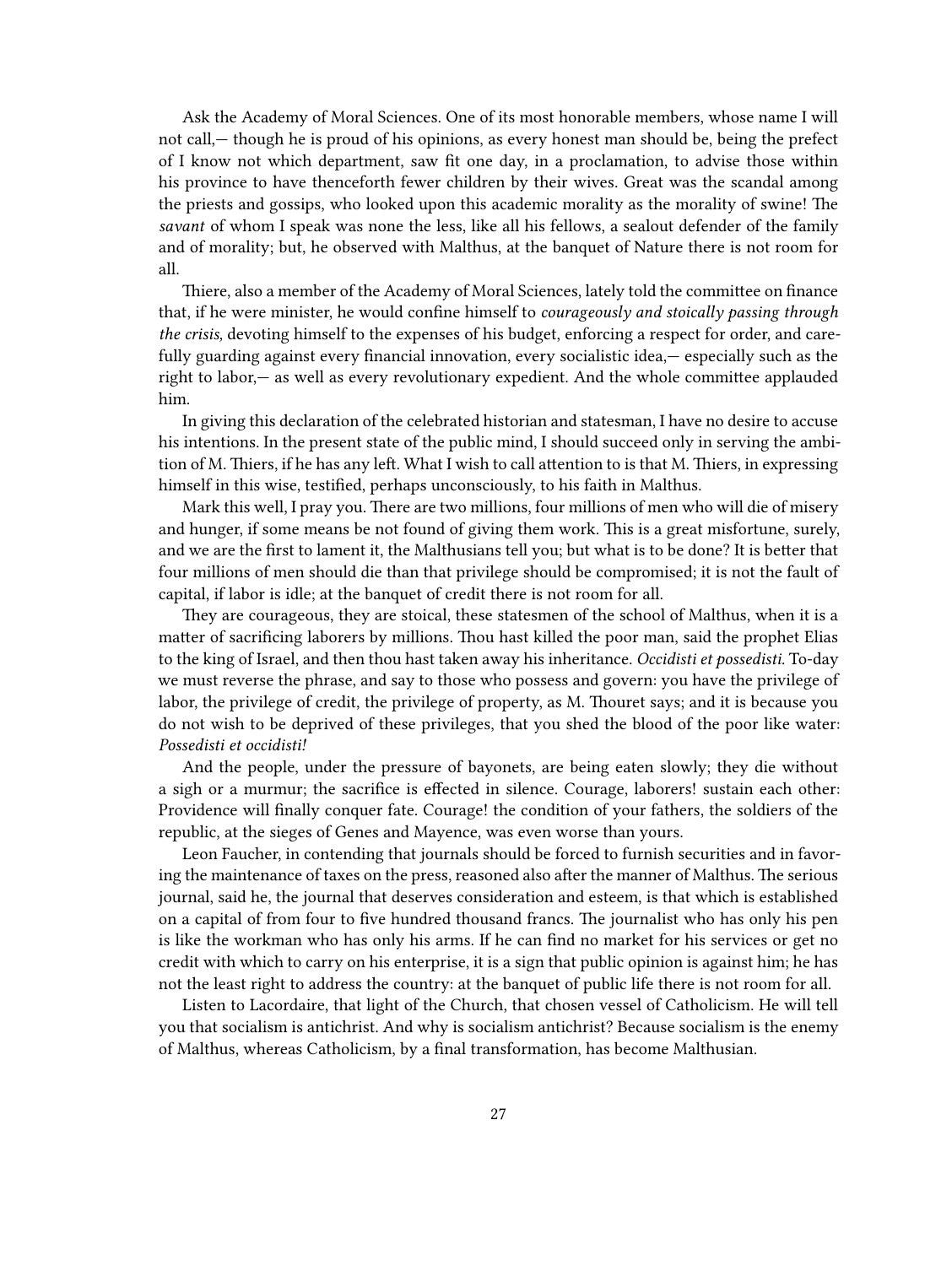Ask the Academy of Moral Sciences. One of its most honorable members, whose name I will not call,— though he is proud of his opinions, as every honest man should be, being the prefect of I know not which department, saw fit one day, in a proclamation, to advise those within his province to have thenceforth fewer children by their wives. Great was the scandal among the priests and gossips, who looked upon this academic morality as the morality of swine! The *savant* of whom I speak was none the less, like all his fellows, a sealout defender of the family and of morality; but, he observed with Malthus, at the banquet of Nature there is not room for all.

Thiere, also a member of the Academy of Moral Sciences, lately told the committee on finance that, if he were minister, he would confine himself to *courageously and stoically passing through the crisis,* devoting himself to the expenses of his budget, enforcing a respect for order, and carefully guarding against every financial innovation, every socialistic idea,— especially such as the right to labor,— as well as every revolutionary expedient. And the whole committee applauded him.

In giving this declaration of the celebrated historian and statesman, I have no desire to accuse his intentions. In the present state of the public mind, I should succeed only in serving the ambition of M. Thiers, if he has any left. What I wish to call attention to is that M. Thiers, in expressing himself in this wise, testified, perhaps unconsciously, to his faith in Malthus.

Mark this well, I pray you. There are two millions, four millions of men who will die of misery and hunger, if some means be not found of giving them work. This is a great misfortune, surely, and we are the first to lament it, the Malthusians tell you; but what is to be done? It is better that four millions of men should die than that privilege should be compromised; it is not the fault of capital, if labor is idle; at the banquet of credit there is not room for all.

They are courageous, they are stoical, these statesmen of the school of Malthus, when it is a matter of sacrificing laborers by millions. Thou hast killed the poor man, said the prophet Elias to the king of Israel, and then thou hast taken away his inheritance. *Occidisti et possedisti.* To-day we must reverse the phrase, and say to those who possess and govern: you have the privilege of labor, the privilege of credit, the privilege of property, as M. Thouret says; and it is because you do not wish to be deprived of these privileges, that you shed the blood of the poor like water: *Possedisti et occidisti!*

And the people, under the pressure of bayonets, are being eaten slowly; they die without a sigh or a murmur; the sacrifice is effected in silence. Courage, laborers! sustain each other: Providence will finally conquer fate. Courage! the condition of your fathers, the soldiers of the republic, at the sieges of Genes and Mayence, was even worse than yours.

Leon Faucher, in contending that journals should be forced to furnish securities and in favoring the maintenance of taxes on the press, reasoned also after the manner of Malthus. The serious journal, said he, the journal that deserves consideration and esteem, is that which is established on a capital of from four to five hundred thousand francs. The journalist who has only his pen is like the workman who has only his arms. If he can find no market for his services or get no credit with which to carry on his enterprise, it is a sign that public opinion is against him; he has not the least right to address the country: at the banquet of public life there is not room for all.

Listen to Lacordaire, that light of the Church, that chosen vessel of Catholicism. He will tell you that socialism is antichrist. And why is socialism antichrist? Because socialism is the enemy of Malthus, whereas Catholicism, by a final transformation, has become Malthusian.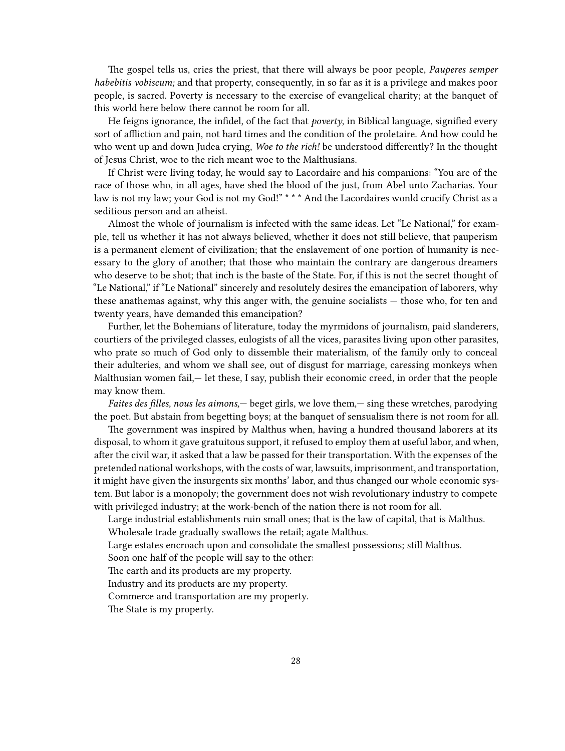The gospel tells us, cries the priest, that there will always be poor people, *Pauperes semper habebitis vobiscum;* and that property, consequently, in so far as it is a privilege and makes poor people, is sacred. Poverty is necessary to the exercise of evangelical charity; at the banquet of this world here below there cannot be room for all.

He feigns ignorance, the infidel, of the fact that *poverty*, in Biblical language, signified every sort of affliction and pain, not hard times and the condition of the proletaire. And how could he who went up and down Judea crying, *Woe to the rich!* be understood differently? In the thought of Jesus Christ, woe to the rich meant woe to the Malthusians.

If Christ were living today, he would say to Lacordaire and his companions: "You are of the race of those who, in all ages, have shed the blood of the just, from Abel unto Zacharias. Your law is not my law; your God is not my God!" * * * And the Lacordaires wonld crucify Christ as a seditious person and an atheist.

Almost the whole of journalism is infected with the same ideas. Let "Le National," for example, tell us whether it has not always believed, whether it does not still believe, that pauperism is a permanent element of civilization; that the enslavement of one portion of humanity is necessary to the glory of another; that those who maintain the contrary are dangerous dreamers who deserve to be shot; that inch is the baste of the State. For, if this is not the secret thought of "Le National," if "Le National" sincerely and resolutely desires the emancipation of laborers, why these anathemas against, why this anger with, the genuine socialists — those who, for ten and twenty years, have demanded this emancipation?

Further, let the Bohemians of literature, today the myrmidons of journalism, paid slanderers, courtiers of the privileged classes, eulogists of all the vices, parasites living upon other parasites, who prate so much of God only to dissemble their materialism, of the family only to conceal their adulteries, and whom we shall see, out of disgust for marriage, caressing monkeys when Malthusian women fail,— let these, I say, publish their economic creed, in order that the people may know them.

*Faites des filles, nous les aimons,*— beget girls, we love them,— sing these wretches, parodying the poet. But abstain from begetting boys; at the banquet of sensualism there is not room for all.

The government was inspired by Malthus when, having a hundred thousand laborers at its disposal, to whom it gave gratuitous support, it refused to employ them at useful labor, and when, after the civil war, it asked that a law be passed for their transportation. With the expenses of the pretended national workshops, with the costs of war, lawsuits, imprisonment, and transportation, it might have given the insurgents six months' labor, and thus changed our whole economic system. But labor is a monopoly; the government does not wish revolutionary industry to compete with privileged industry; at the work-bench of the nation there is not room for all.

Large industrial establishments ruin small ones; that is the law of capital, that is Malthus.

Wholesale trade gradually swallows the retail; agate Malthus.

Large estates encroach upon and consolidate the smallest possessions; still Malthus.

Soon one half of the people will say to the other:

The earth and its products are my property.

Industry and its products are my property.

Commerce and transportation are my property.

The State is my property.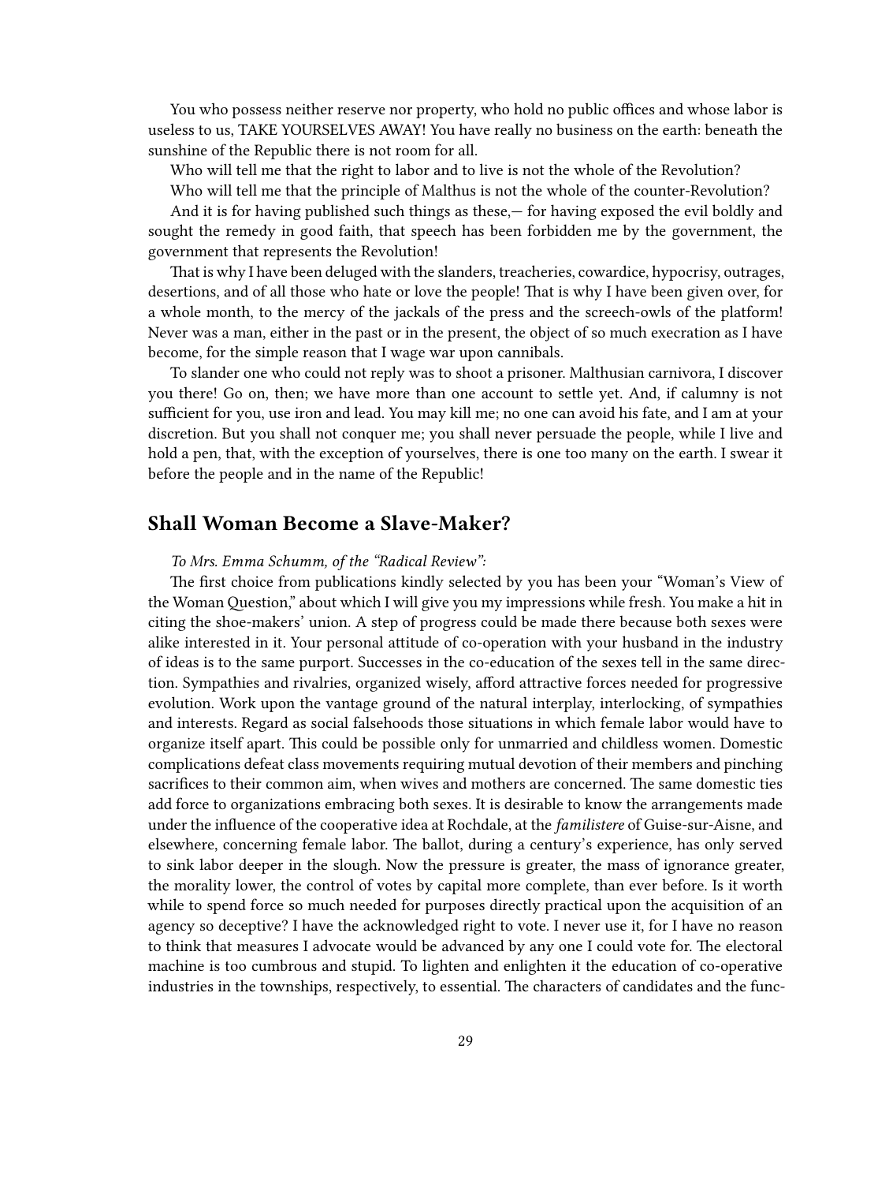You who possess neither reserve nor property, who hold no public offices and whose labor is useless to us, TAKE YOURSELVES AWAY! You have really no business on the earth: beneath the sunshine of the Republic there is not room for all.

Who will tell me that the right to labor and to live is not the whole of the Revolution?

Who will tell me that the principle of Malthus is not the whole of the counter-Revolution?

And it is for having published such things as these,— for having exposed the evil boldly and sought the remedy in good faith, that speech has been forbidden me by the government, the government that represents the Revolution!

That is why I have been deluged with the slanders, treacheries, cowardice, hypocrisy, outrages, desertions, and of all those who hate or love the people! That is why I have been given over, for a whole month, to the mercy of the jackals of the press and the screech-owls of the platform! Never was a man, either in the past or in the present, the object of so much execration as I have become, for the simple reason that I wage war upon cannibals.

To slander one who could not reply was to shoot a prisoner. Malthusian carnivora, I discover you there! Go on, then; we have more than one account to settle yet. And, if calumny is not sufficient for you, use iron and lead. You may kill me; no one can avoid his fate, and I am at your discretion. But you shall not conquer me; you shall never persuade the people, while I live and hold a pen, that, with the exception of yourselves, there is one too many on the earth. I swear it before the people and in the name of the Republic!

## Shall Woman Become a Slave-Maker?

*To Mrs. Emma Schumm, of the "Radical Review":*

The first choice from publications kindly selected by you has been your "Woman's View of the Woman Question," about which I will give you my impressions while fresh. You make a hit in citing the shoe-makers' union. A step of progress could be made there because both sexes were alike interested in it. Your personal attitude of co-operation with your husband in the industry of ideas is to the same purport. Successes in the co-education of the sexes tell in the same direction. Sympathies and rivalries, organized wisely, afford attractive forces needed for progressive evolution. Work upon the vantage ground of the natural interplay, interlocking, of sympathies and interests. Regard as social falsehoods those situations in which female labor would have to organize itself apart. This could be possible only for unmarried and childless women. Domestic complications defeat class movements requiring mutual devotion of their members and pinching sacrifices to their common aim, when wives and mothers are concerned. The same domestic ties add force to organizations embracing both sexes. It is desirable to know the arrangements made under the influence of the cooperative idea at Rochdale, at the *familistere* of Guise-sur-Aisne, and elsewhere, concerning female labor. The ballot, during a century's experience, has only served to sink labor deeper in the slough. Now the pressure is greater, the mass of ignorance greater, the morality lower, the control of votes by capital more complete, than ever before. Is it worth while to spend force so much needed for purposes directly practical upon the acquisition of an agency so deceptive? I have the acknowledged right to vote. I never use it, for I have no reason to think that measures I advocate would be advanced by any one I could vote for. The electoral machine is too cumbrous and stupid. To lighten and enlighten it the education of co-operative industries in the townships, respectively, to essential. The characters of candidates and the func-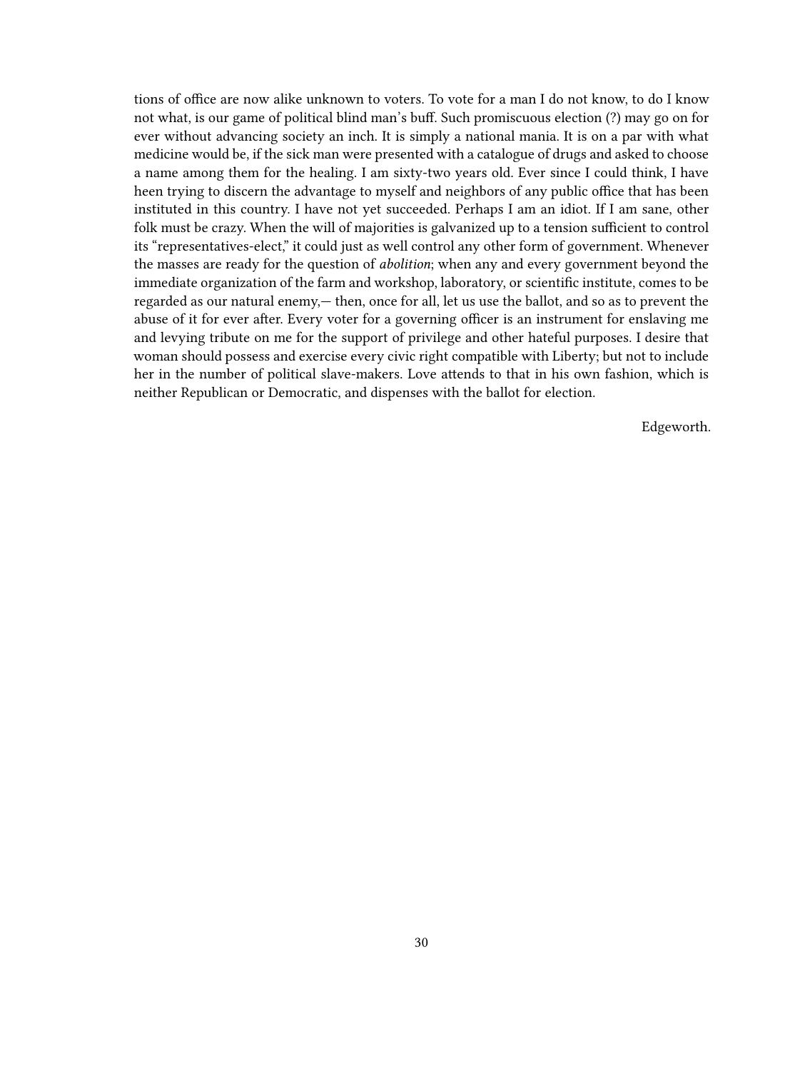tions of office are now alike unknown to voters. To vote for a man I do not know, to do I know not what, is our game of political blind man's buff. Such promiscuous election (?) may go on for ever without advancing society an inch. It is simply a national mania. It is on a par with what medicine would be, if the sick man were presented with a catalogue of drugs and asked to choose a name among them for the healing. I am sixty-two years old. Ever since I could think, I have heen trying to discern the advantage to myself and neighbors of any public office that has been instituted in this country. I have not yet succeeded. Perhaps I am an idiot. If I am sane, other folk must be crazy. When the will of majorities is galvanized up to a tension sufficient to control its "representatives-elect," it could just as well control any other form of government. Whenever the masses are ready for the question of *abolition*; when any and every government beyond the immediate organization of the farm and workshop, laboratory, or scientific institute, comes to be regarded as our natural enemy,— then, once for all, let us use the ballot, and so as to prevent the abuse of it for ever after. Every voter for a governing officer is an instrument for enslaving me and levying tribute on me for the support of privilege and other hateful purposes. I desire that woman should possess and exercise every civic right compatible with Liberty; but not to include her in the number of political slave-makers. Love attends to that in his own fashion, which is neither Republican or Democratic, and dispenses with the ballot for election.

Edgeworth.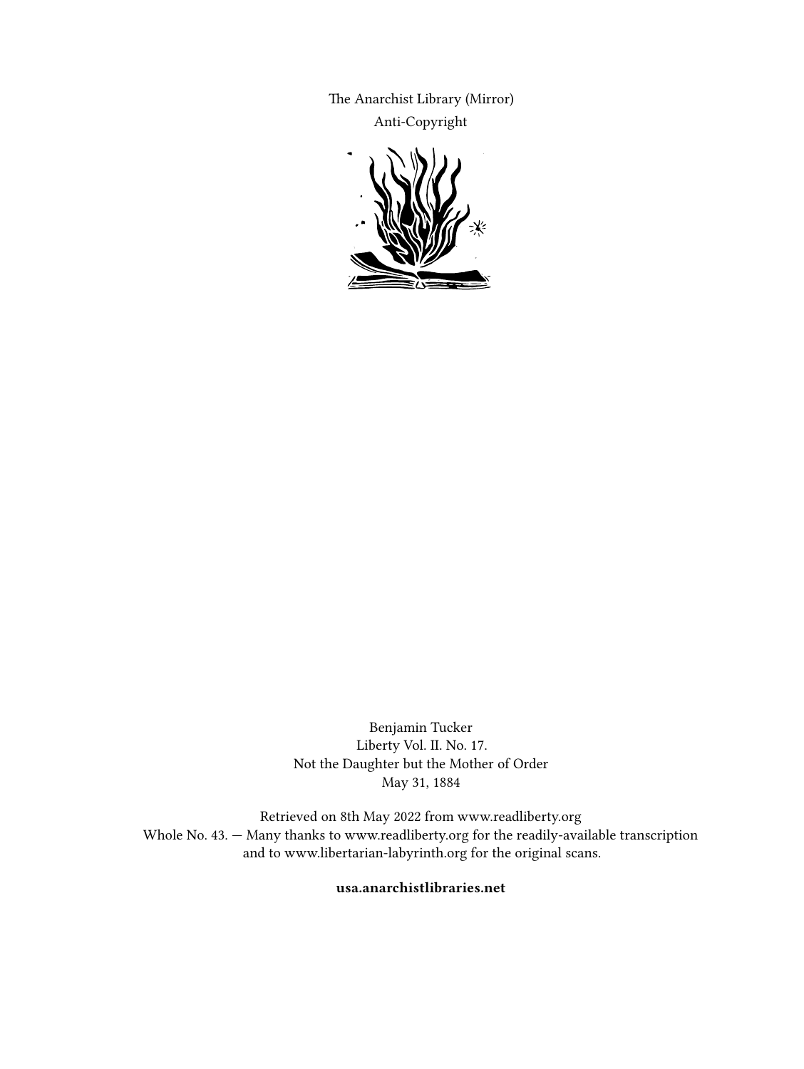The Anarchist Library (Mirror)
Anti-Copyright

Benjamin Tucker
Liberty Vol. II. No. 17.
Not the Daughter but the Mother of Order
May 31, 1884

Retrieved on 8th May 2022 from www.readliberty.org
Whole No. 43. — Many thanks to www.readliberty.org for the readily-available transcription and to www.libertarian-labyrinth.org for the original scans.

**usa.anarchistlibraries.net**